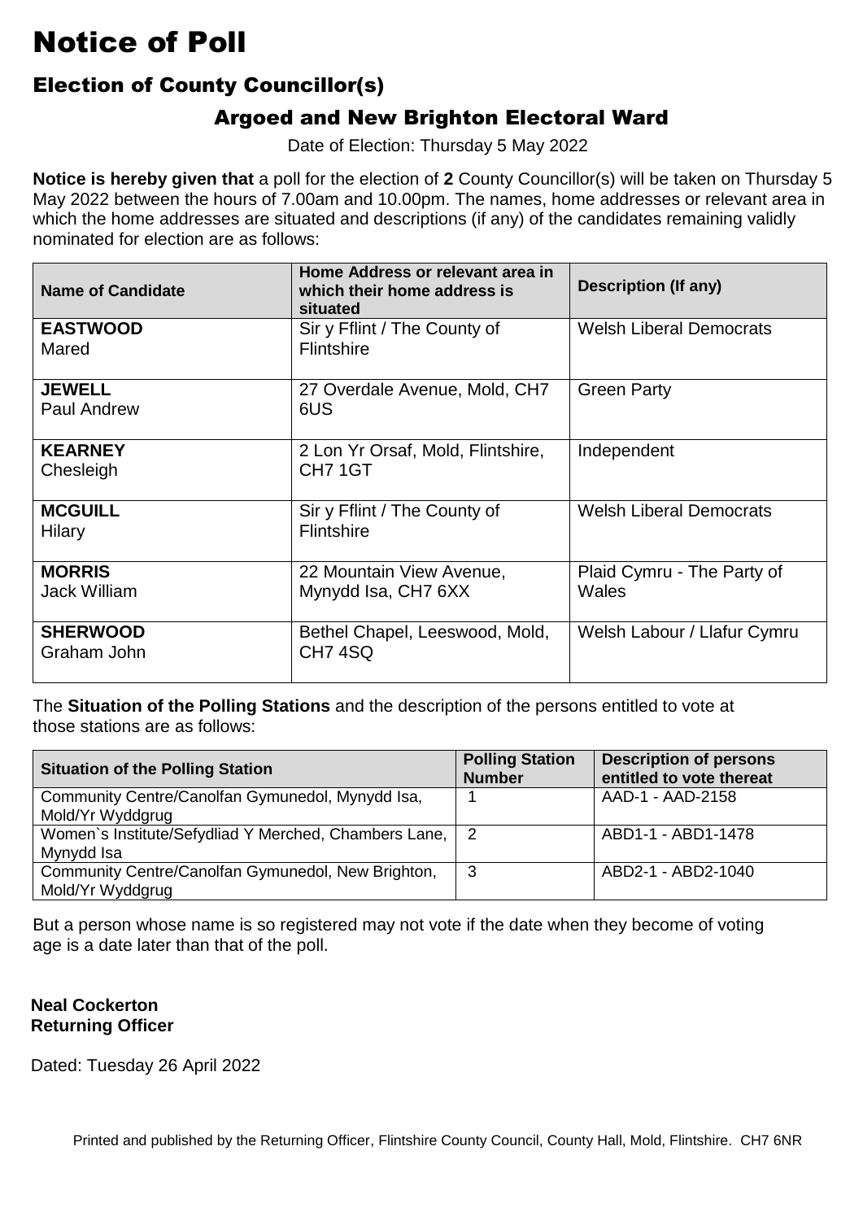# Notice of Poll

## Election of County Councillor(s)

### Argoed and New Brighton Electoral Ward

Date of Election: Thursday 5 May 2022

**Notice is hereby given that** a poll for the election of **2** County Councillor(s) will be taken on Thursday 5 May 2022 between the hours of 7.00am and 10.00pm. The names, home addresses or relevant area in which the home addresses are situated and descriptions (if any) of the candidates remaining validly nominated for election are as follows:

| Name of Candidate | Home Address or relevant area in which their home address is situated | Description (If any) |
|---|---|---|
| **EASTWOOD** Mared | Sir y Fflint / The County of Flintshire | Welsh Liberal Democrats |
| **JEWELL** Paul Andrew | 27 Overdale Avenue, Mold, CH7 6US | Green Party |
| **KEARNEY** Chesleigh | 2 Lon Yr Orsaf, Mold, Flintshire, CH7 1GT | Independent |
| **MCGUILL** Hilary | Sir y Fflint / The County of Flintshire | Welsh Liberal Democrats |
| **MORRIS** Jack William | 22 Mountain View Avenue, Mynydd Isa, CH7 6XX | Plaid Cymru - The Party of Wales |
| **SHERWOOD** Graham John | Bethel Chapel, Leeswood, Mold, CH7 4SQ | Welsh Labour / Llafur Cymru |

The **Situation of the Polling Stations** and the description of the persons entitled to vote at those stations are as follows:

| Situation of the Polling Station | Polling Station Number | Description of persons entitled to vote thereat |
|---|---|---|
| Community Centre/Canolfan Gymunedol, Mynydd Isa, Mold/Yr Wyddgrug | 1 | AAD-1 - AAD-2158 |
| Women`s Institute/Sefydliad Y Merched, Chambers Lane, Mynydd Isa | 2 | ABD1-1 - ABD1-1478 |
| Community Centre/Canolfan Gymunedol, New Brighton, Mold/Yr Wyddgrug | 3 | ABD2-1 - ABD2-1040 |

But a person whose name is so registered may not vote if the date when they become of voting age is a date later than that of the poll.

**Neal Cockerton**
**Returning Officer**

Dated: Tuesday 26 April 2022

Printed and published by the Returning Officer, Flintshire County Council, County Hall, Mold, Flintshire. CH7 6NR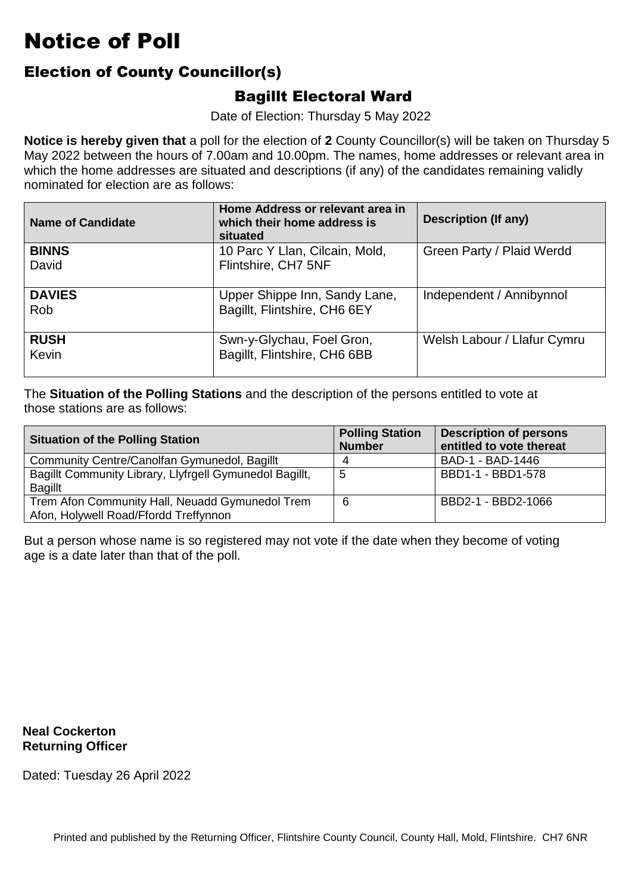# Notice of Poll

## Election of County Councillor(s)

### Bagillt Electoral Ward

Date of Election: Thursday 5 May 2022

**Notice is hereby given that** a poll for the election of **2** County Councillor(s) will be taken on Thursday 5 May 2022 between the hours of 7.00am and 10.00pm. The names, home addresses or relevant area in which the home addresses are situated and descriptions (if any) of the candidates remaining validly nominated for election are as follows:

| Name of Candidate | Home Address or relevant area in which their home address is situated | Description (If any) |
|---|---|---|
| **BINNS** David | 10 Parc Y Llan, Cilcain, Mold, Flintshire, CH7 5NF | Green Party / Plaid Werdd |
| **DAVIES** Rob | Upper Shippe Inn, Sandy Lane, Bagillt, Flintshire, CH6 6EY | Independent / Annibynnol |
| **RUSH** Kevin | Swn-y-Glychau, Foel Gron, Bagillt, Flintshire, CH6 6BB | Welsh Labour / Llafur Cymru |

The **Situation of the Polling Stations** and the description of the persons entitled to vote at those stations are as follows:

| Situation of the Polling Station | Polling Station Number | Description of persons entitled to vote thereat |
|---|---|---|
| Community Centre/Canolfan Gymunedol, Bagillt | 4 | BAD-1 - BAD-1446 |
| Bagillt Community Library, Llyfrgell Gymunedol Bagillt, Bagillt | 5 | BBD1-1 - BBD1-578 |
| Trem Afon Community Hall, Neuadd Gymunedol Trem Afon, Holywell Road/Ffordd Treffynnon | 6 | BBD2-1 - BBD2-1066 |

But a person whose name is so registered may not vote if the date when they become of voting age is a date later than that of the poll.

**Neal Cockerton**
**Returning Officer**

Dated: Tuesday 26 April 2022

Printed and published by the Returning Officer, Flintshire County Council, County Hall, Mold, Flintshire. CH7 6NR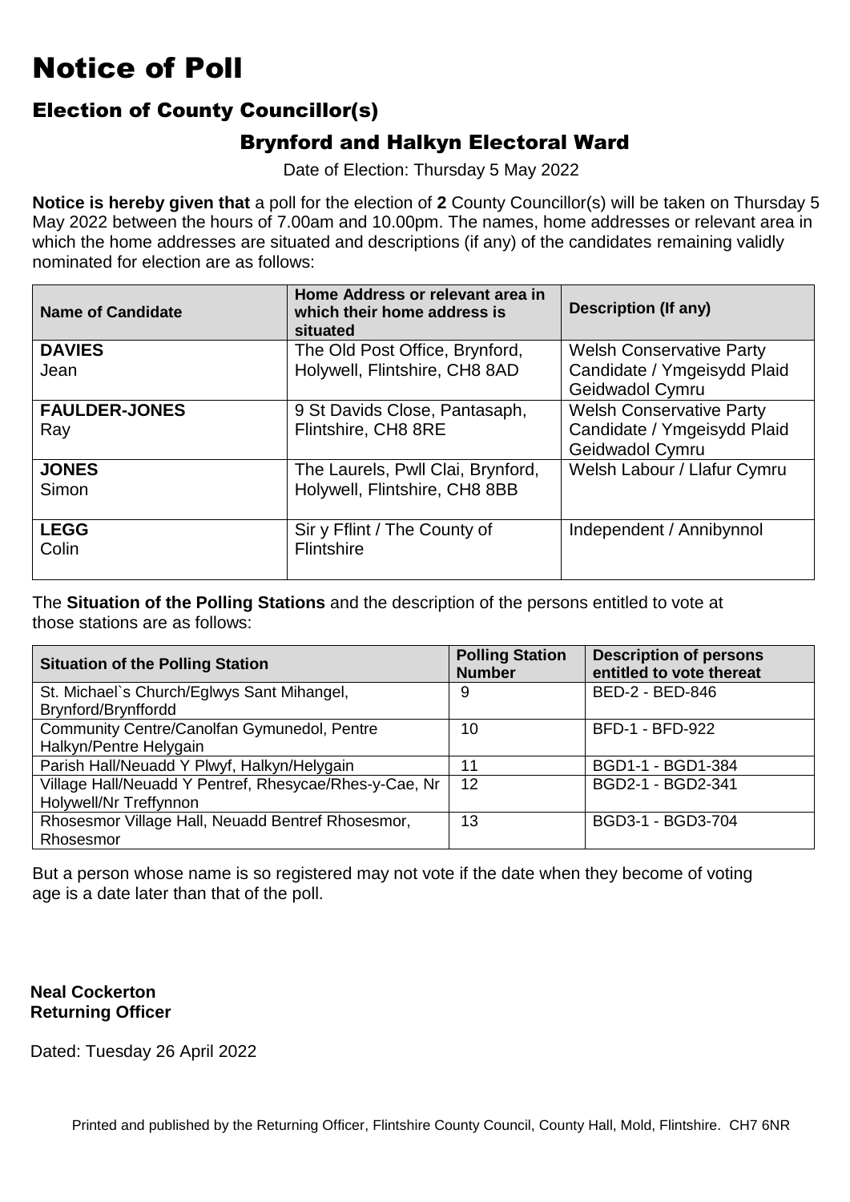# Notice of Poll

## Election of County Councillor(s)

### Brynford and Halkyn Electoral Ward

Date of Election: Thursday 5 May 2022

**Notice is hereby given that** a poll for the election of **2** County Councillor(s) will be taken on Thursday 5 May 2022 between the hours of 7.00am and 10.00pm. The names, home addresses or relevant area in which the home addresses are situated and descriptions (if any) of the candidates remaining validly nominated for election are as follows:

| Name of Candidate | Home Address or relevant area in which their home address is situated | Description (If any) |
|---|---|---|
| **DAVIES** Jean | The Old Post Office, Brynford, Holywell, Flintshire, CH8 8AD | Welsh Conservative Party Candidate / Ymgeisydd Plaid Geidwadol Cymru |
| **FAULDER-JONES** Ray | 9 St Davids Close, Pantasaph, Flintshire, CH8 8RE | Welsh Conservative Party Candidate / Ymgeisydd Plaid Geidwadol Cymru |
| **JONES** Simon | The Laurels, Pwll Clai, Brynford, Holywell, Flintshire, CH8 8BB | Welsh Labour / Llafur Cymru |
| **LEGG** Colin | Sir y Fflint / The County of Flintshire | Independent / Annibynnol |

The **Situation of the Polling Stations** and the description of the persons entitled to vote at those stations are as follows:

| Situation of the Polling Station | Polling Station Number | Description of persons entitled to vote thereat |
|---|---|---|
| St. Michael`s Church/Eglwys Sant Mihangel, Brynford/Brynffordd | 9 | BED-2 - BED-846 |
| Community Centre/Canolfan Gymunedol, Pentre Halkyn/Pentre Helygain | 10 | BFD-1 - BFD-922 |
| Parish Hall/Neuadd Y Plwyf, Halkyn/Helygain | 11 | BGD1-1 - BGD1-384 |
| Village Hall/Neuadd Y Pentref, Rhesycae/Rhes-y-Cae, Nr Holywell/Nr Treffynnon | 12 | BGD2-1 - BGD2-341 |
| Rhosesmor Village Hall, Neuadd Bentref Rhosesmor, Rhosesmor | 13 | BGD3-1 - BGD3-704 |

But a person whose name is so registered may not vote if the date when they become of voting age is a date later than that of the poll.

**Neal Cockerton**
**Returning Officer**

Dated: Tuesday 26 April 2022

Printed and published by the Returning Officer, Flintshire County Council, County Hall, Mold, Flintshire. CH7 6NR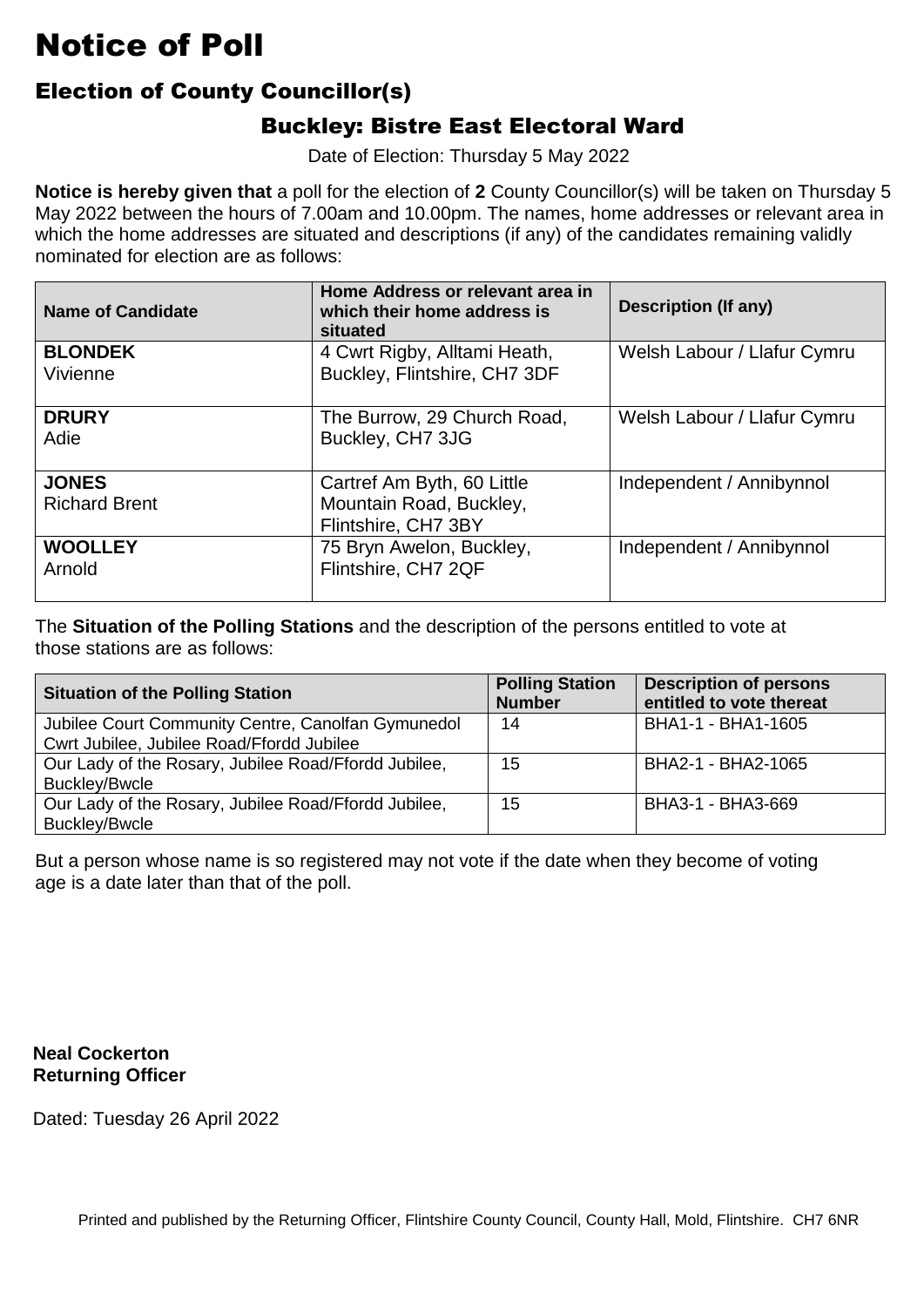# Notice of Poll

## Election of County Councillor(s)

### Buckley: Bistre East Electoral Ward

Date of Election: Thursday 5 May 2022

**Notice is hereby given that** a poll for the election of **2** County Councillor(s) will be taken on Thursday 5 May 2022 between the hours of 7.00am and 10.00pm. The names, home addresses or relevant area in which the home addresses are situated and descriptions (if any) of the candidates remaining validly nominated for election are as follows:

| Name of Candidate | Home Address or relevant area in which their home address is situated | Description (If any) |
|---|---|---|
| **BLONDEK** Vivienne | 4 Cwrt Rigby, Alltami Heath, Buckley, Flintshire, CH7 3DF | Welsh Labour / Llafur Cymru |
| **DRURY** Adie | The Burrow, 29 Church Road, Buckley, CH7 3JG | Welsh Labour / Llafur Cymru |
| **JONES** Richard Brent | Cartref Am Byth, 60 Little Mountain Road, Buckley, Flintshire, CH7 3BY | Independent / Annibynnol |
| **WOOLLEY** Arnold | 75 Bryn Awelon, Buckley, Flintshire, CH7 2QF | Independent / Annibynnol |

The **Situation of the Polling Stations** and the description of the persons entitled to vote at those stations are as follows:

| Situation of the Polling Station | Polling Station Number | Description of persons entitled to vote thereat |
|---|---|---|
| Jubilee Court Community Centre, Canolfan Gymunedol Cwrt Jubilee, Jubilee Road/Ffordd Jubilee | 14 | BHA1-1 - BHA1-1605 |
| Our Lady of the Rosary, Jubilee Road/Ffordd Jubilee, Buckley/Bwcle | 15 | BHA2-1 - BHA2-1065 |
| Our Lady of the Rosary, Jubilee Road/Ffordd Jubilee, Buckley/Bwcle | 15 | BHA3-1 - BHA3-669 |

But a person whose name is so registered may not vote if the date when they become of voting age is a date later than that of the poll.

**Neal Cockerton**
**Returning Officer**

Dated: Tuesday 26 April 2022

Printed and published by the Returning Officer, Flintshire County Council, County Hall, Mold, Flintshire. CH7 6NR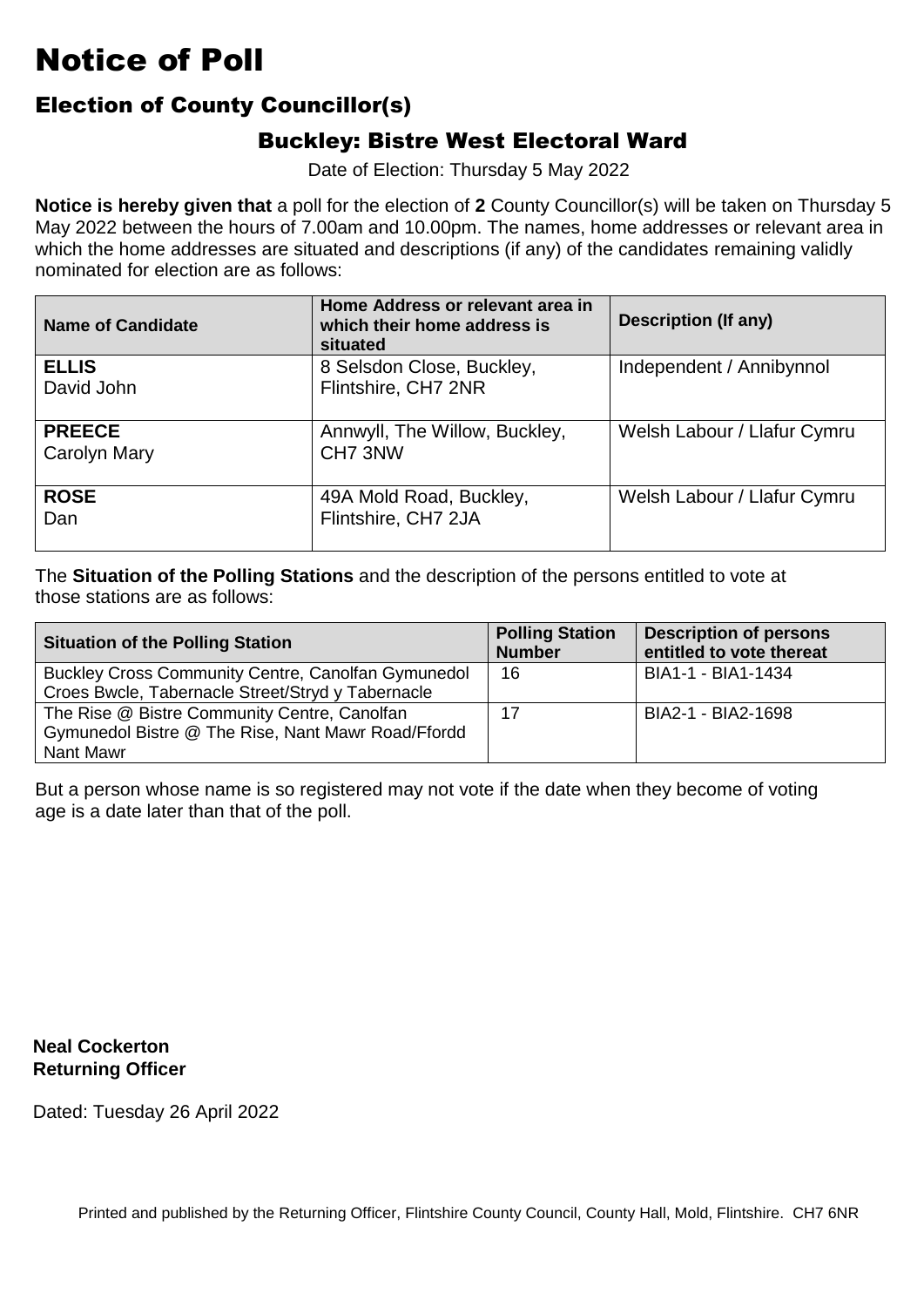# Notice of Poll

## Election of County Councillor(s)

### Buckley: Bistre West Electoral Ward

Date of Election: Thursday 5 May 2022

**Notice is hereby given that** a poll for the election of **2** County Councillor(s) will be taken on Thursday 5 May 2022 between the hours of 7.00am and 10.00pm. The names, home addresses or relevant area in which the home addresses are situated and descriptions (if any) of the candidates remaining validly nominated for election are as follows:

| Name of Candidate | Home Address or relevant area in which their home address is situated | Description (If any) |
|---|---|---|
| **ELLIS** David John | 8 Selsdon Close, Buckley, Flintshire, CH7 2NR | Independent / Annibynnol |
| **PREECE** Carolyn Mary | Annwyll, The Willow, Buckley, CH7 3NW | Welsh Labour / Llafur Cymru |
| **ROSE** Dan | 49A Mold Road, Buckley, Flintshire, CH7 2JA | Welsh Labour / Llafur Cymru |

The **Situation of the Polling Stations** and the description of the persons entitled to vote at those stations are as follows:

| Situation of the Polling Station | Polling Station Number | Description of persons entitled to vote thereat |
|---|---|---|
| Buckley Cross Community Centre, Canolfan Gymunedol Croes Bwcle, Tabernacle Street/Stryd y Tabernacle | 16 | BIA1-1 - BIA1-1434 |
| The Rise @ Bistre Community Centre, Canolfan Gymunedol Bistre @ The Rise, Nant Mawr Road/Ffordd Nant Mawr | 17 | BIA2-1 - BIA2-1698 |

But a person whose name is so registered may not vote if the date when they become of voting age is a date later than that of the poll.

**Neal Cockerton**
**Returning Officer**

Dated: Tuesday 26 April 2022

Printed and published by the Returning Officer, Flintshire County Council, County Hall, Mold, Flintshire. CH7 6NR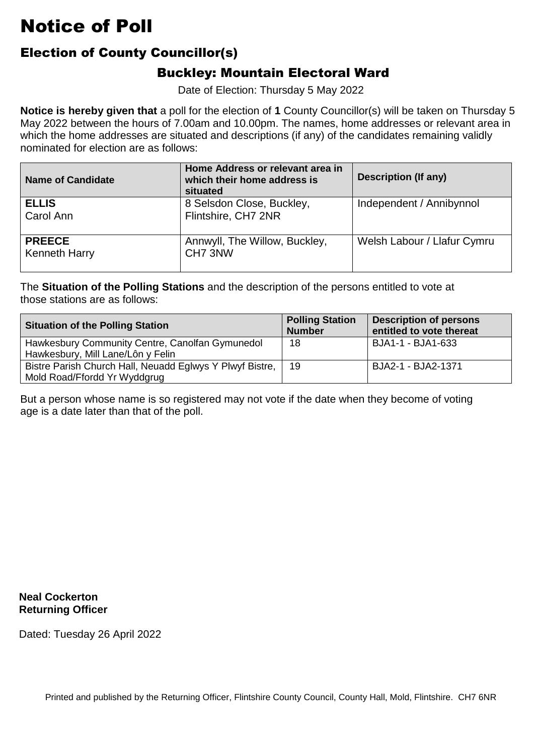# Notice of Poll

## Election of County Councillor(s)

### Buckley: Mountain Electoral Ward

Date of Election: Thursday 5 May 2022

**Notice is hereby given that** a poll for the election of **1** County Councillor(s) will be taken on Thursday 5 May 2022 between the hours of 7.00am and 10.00pm. The names, home addresses or relevant area in which the home addresses are situated and descriptions (if any) of the candidates remaining validly nominated for election are as follows:

| Name of Candidate | Home Address or relevant area in which their home address is situated | Description (If any) |
|---|---|---|
| **ELLIS** Carol Ann | 8 Selsdon Close, Buckley, Flintshire, CH7 2NR | Independent / Annibynnol |
| **PREECE** Kenneth Harry | Annwyll, The Willow, Buckley, CH7 3NW | Welsh Labour / Llafur Cymru |

The **Situation of the Polling Stations** and the description of the persons entitled to vote at those stations are as follows:

| Situation of the Polling Station | Polling Station Number | Description of persons entitled to vote thereat |
|---|---|---|
| Hawkesbury Community Centre, Canolfan Gymunedol Hawkesbury, Mill Lane/Lôn y Felin | 18 | BJA1-1 - BJA1-633 |
| Bistre Parish Church Hall, Neuadd Eglwys Y Plwyf Bistre, Mold Road/Ffordd Yr Wyddgrug | 19 | BJA2-1 - BJA2-1371 |

But a person whose name is so registered may not vote if the date when they become of voting age is a date later than that of the poll.

**Neal Cockerton**
**Returning Officer**

Dated: Tuesday 26 April 2022

Printed and published by the Returning Officer, Flintshire County Council, County Hall, Mold, Flintshire. CH7 6NR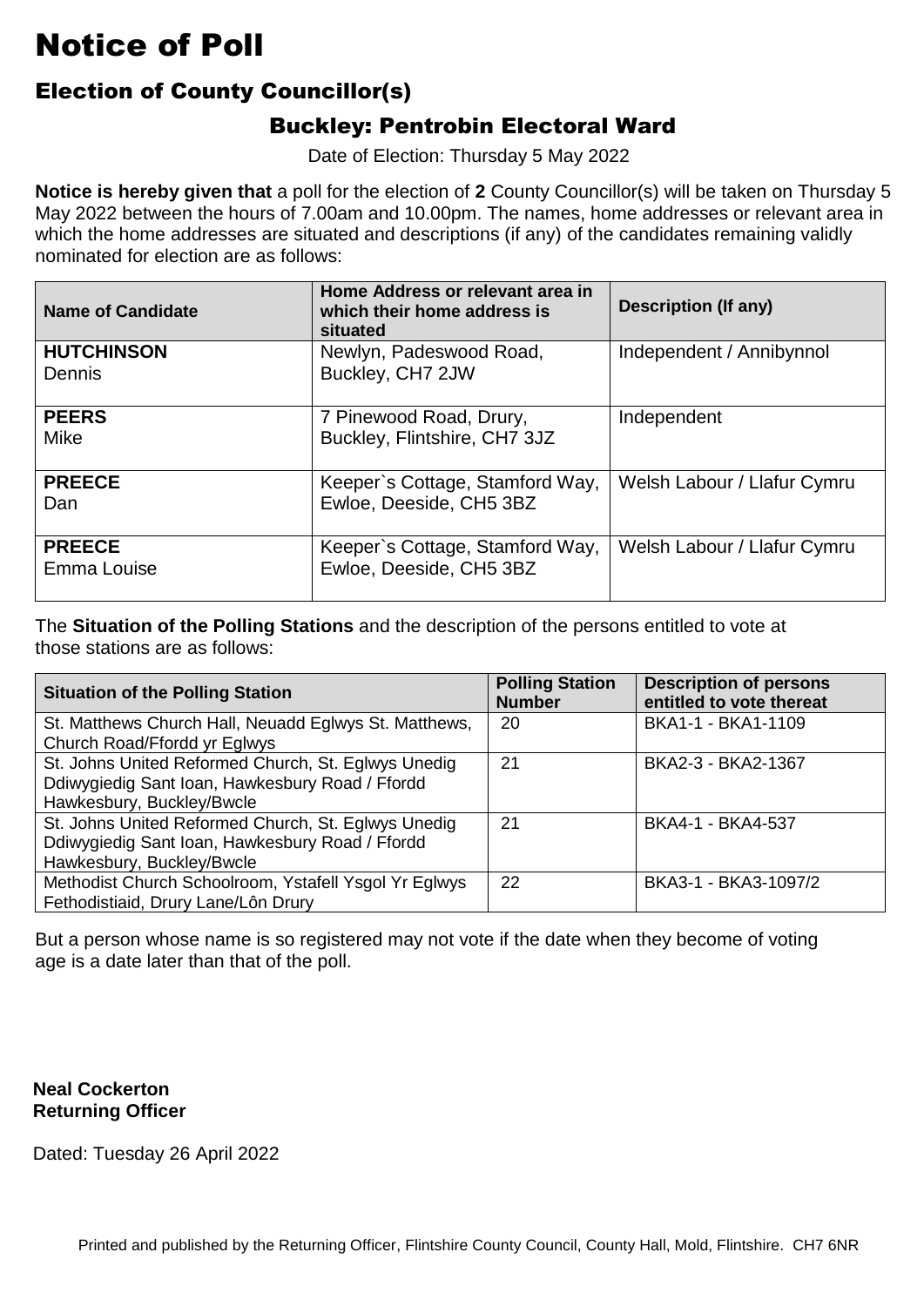# Notice of Poll

## Election of County Councillor(s)

### Buckley: Pentrobin Electoral Ward

Date of Election: Thursday 5 May 2022

**Notice is hereby given that** a poll for the election of **2** County Councillor(s) will be taken on Thursday 5 May 2022 between the hours of 7.00am and 10.00pm. The names, home addresses or relevant area in which the home addresses are situated and descriptions (if any) of the candidates remaining validly nominated for election are as follows:

| Name of Candidate | Home Address or relevant area in which their home address is situated | Description (If any) |
|---|---|---|
| **HUTCHINSON** Dennis | Newlyn, Padeswood Road, Buckley, CH7 2JW | Independent / Annibynnol |
| **PEERS** Mike | 7 Pinewood Road, Drury, Buckley, Flintshire, CH7 3JZ | Independent |
| **PREECE** Dan | Keeper`s Cottage, Stamford Way, Ewloe, Deeside, CH5 3BZ | Welsh Labour / Llafur Cymru |
| **PREECE** Emma Louise | Keeper`s Cottage, Stamford Way, Ewloe, Deeside, CH5 3BZ | Welsh Labour / Llafur Cymru |

The **Situation of the Polling Stations** and the description of the persons entitled to vote at those stations are as follows:

| Situation of the Polling Station | Polling Station Number | Description of persons entitled to vote thereat |
|---|---|---|
| St. Matthews Church Hall, Neuadd Eglwys St. Matthews, Church Road/Ffordd yr Eglwys | 20 | BKA1-1 - BKA1-1109 |
| St. Johns United Reformed Church, St. Eglwys Unedig Ddiwygiedig Sant Ioan, Hawkesbury Road / Ffordd Hawkesbury, Buckley/Bwcle | 21 | BKA2-3 - BKA2-1367 |
| St. Johns United Reformed Church, St. Eglwys Unedig Ddiwygiedig Sant Ioan, Hawkesbury Road / Ffordd Hawkesbury, Buckley/Bwcle | 21 | BKA4-1 - BKA4-537 |
| Methodist Church Schoolroom, Ystafell Ysgol Yr Eglwys Fethodistiaid, Drury Lane/Lôn Drury | 22 | BKA3-1 - BKA3-1097/2 |

But a person whose name is so registered may not vote if the date when they become of voting age is a date later than that of the poll.

**Neal Cockerton**
**Returning Officer**

Dated: Tuesday 26 April 2022

Printed and published by the Returning Officer, Flintshire County Council, County Hall, Mold, Flintshire. CH7 6NR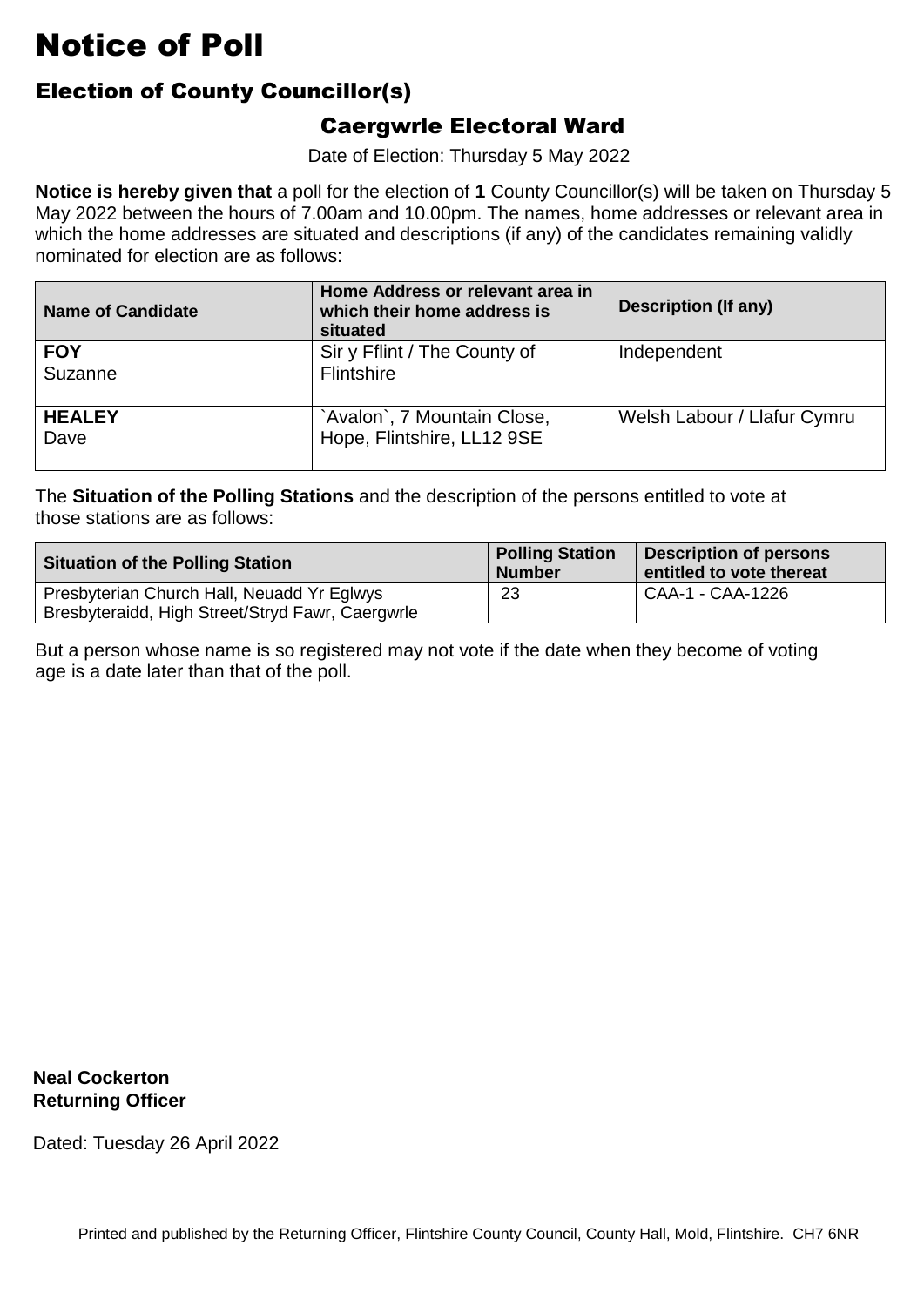# Notice of Poll

## Election of County Councillor(s)

### Caergwrle Electoral Ward

Date of Election: Thursday 5 May 2022

**Notice is hereby given that** a poll for the election of **1** County Councillor(s) will be taken on Thursday 5 May 2022 between the hours of 7.00am and 10.00pm. The names, home addresses or relevant area in which the home addresses are situated and descriptions (if any) of the candidates remaining validly nominated for election are as follows:

| Name of Candidate | Home Address or relevant area in which their home address is situated | Description (If any) |
|---|---|---|
| **FOY** Suzanne | Sir y Fflint / The County of Flintshire | Independent |
| **HEALEY** Dave | `Avalon`, 7 Mountain Close, Hope, Flintshire, LL12 9SE | Welsh Labour / Llafur Cymru |

The **Situation of the Polling Stations** and the description of the persons entitled to vote at those stations are as follows:

| Situation of the Polling Station | Polling Station Number | Description of persons entitled to vote thereat |
|---|---|---|
| Presbyterian Church Hall, Neuadd Yr Eglwys Bresbyteraidd, High Street/Stryd Fawr, Caergwrle | 23 | CAA-1 - CAA-1226 |

But a person whose name is so registered may not vote if the date when they become of voting age is a date later than that of the poll.

**Neal Cockerton**
**Returning Officer**

Dated: Tuesday 26 April 2022

Printed and published by the Returning Officer, Flintshire County Council, County Hall, Mold, Flintshire. CH7 6NR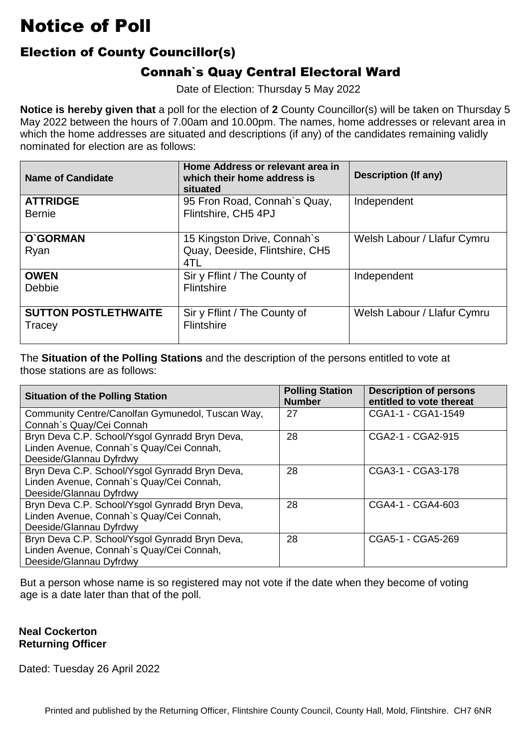# Notice of Poll

## Election of County Councillor(s)

### Connah`s Quay Central Electoral Ward

Date of Election: Thursday 5 May 2022

**Notice is hereby given that** a poll for the election of **2** County Councillor(s) will be taken on Thursday 5 May 2022 between the hours of 7.00am and 10.00pm. The names, home addresses or relevant area in which the home addresses are situated and descriptions (if any) of the candidates remaining validly nominated for election are as follows:

| Name of Candidate | Home Address or relevant area in which their home address is situated | Description (If any) |
|---|---|---|
| **ATTRIDGE** Bernie | 95 Fron Road, Connah`s Quay, Flintshire, CH5 4PJ | Independent |
| **O`GORMAN** Ryan | 15 Kingston Drive, Connah`s Quay, Deeside, Flintshire, CH5 4TL | Welsh Labour / Llafur Cymru |
| **OWEN** Debbie | Sir y Fflint / The County of Flintshire | Independent |
| **SUTTON POSTLETHWAITE** Tracey | Sir y Fflint / The County of Flintshire | Welsh Labour / Llafur Cymru |

The **Situation of the Polling Stations** and the description of the persons entitled to vote at those stations are as follows:

| Situation of the Polling Station | Polling Station Number | Description of persons entitled to vote thereat |
|---|---|---|
| Community Centre/Canolfan Gymunedol, Tuscan Way, Connah`s Quay/Cei Connah | 27 | CGA1-1 - CGA1-1549 |
| Bryn Deva C.P. School/Ysgol Gynradd Bryn Deva, Linden Avenue, Connah`s Quay/Cei Connah, Deeside/Glannau Dyfrdwy | 28 | CGA2-1 - CGA2-915 |
| Bryn Deva C.P. School/Ysgol Gynradd Bryn Deva, Linden Avenue, Connah`s Quay/Cei Connah, Deeside/Glannau Dyfrdwy | 28 | CGA3-1 - CGA3-178 |
| Bryn Deva C.P. School/Ysgol Gynradd Bryn Deva, Linden Avenue, Connah`s Quay/Cei Connah, Deeside/Glannau Dyfrdwy | 28 | CGA4-1 - CGA4-603 |
| Bryn Deva C.P. School/Ysgol Gynradd Bryn Deva, Linden Avenue, Connah`s Quay/Cei Connah, Deeside/Glannau Dyfrdwy | 28 | CGA5-1 - CGA5-269 |

But a person whose name is so registered may not vote if the date when they become of voting age is a date later than that of the poll.

**Neal Cockerton**
**Returning Officer**

Dated: Tuesday 26 April 2022

Printed and published by the Returning Officer, Flintshire County Council, County Hall, Mold, Flintshire. CH7 6NR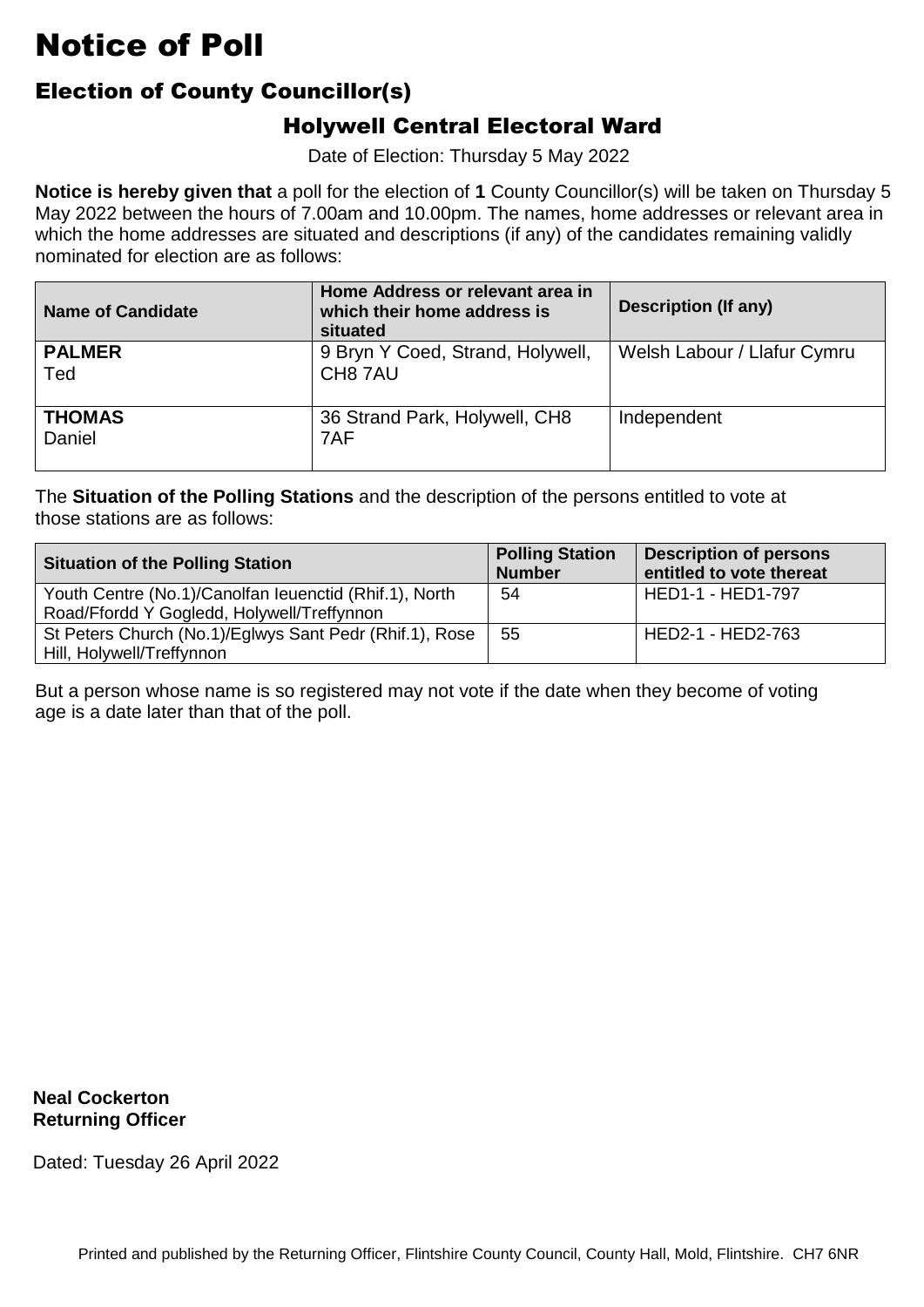# Notice of Poll

## Election of County Councillor(s)

### Holywell Central Electoral Ward

Date of Election: Thursday 5 May 2022

**Notice is hereby given that** a poll for the election of **1** County Councillor(s) will be taken on Thursday 5 May 2022 between the hours of 7.00am and 10.00pm. The names, home addresses or relevant area in which the home addresses are situated and descriptions (if any) of the candidates remaining validly nominated for election are as follows:

| Name of Candidate | Home Address or relevant area in which their home address is situated | Description (If any) |
|---|---|---|
| **PALMER** Ted | 9 Bryn Y Coed, Strand, Holywell, CH8 7AU | Welsh Labour / Llafur Cymru |
| **THOMAS** Daniel | 36 Strand Park, Holywell, CH8 7AF | Independent |

The **Situation of the Polling Stations** and the description of the persons entitled to vote at those stations are as follows:

| Situation of the Polling Station | Polling Station Number | Description of persons entitled to vote thereat |
|---|---|---|
| Youth Centre (No.1)/Canolfan Ieuenctid (Rhif.1), North Road/Ffordd Y Gogledd, Holywell/Treffynnon | 54 | HED1-1 - HED1-797 |
| St Peters Church (No.1)/Eglwys Sant Pedr (Rhif.1), Rose Hill, Holywell/Treffynnon | 55 | HED2-1 - HED2-763 |

But a person whose name is so registered may not vote if the date when they become of voting age is a date later than that of the poll.

**Neal Cockerton**
**Returning Officer**

Dated: Tuesday 26 April 2022

Printed and published by the Returning Officer, Flintshire County Council, County Hall, Mold, Flintshire. CH7 6NR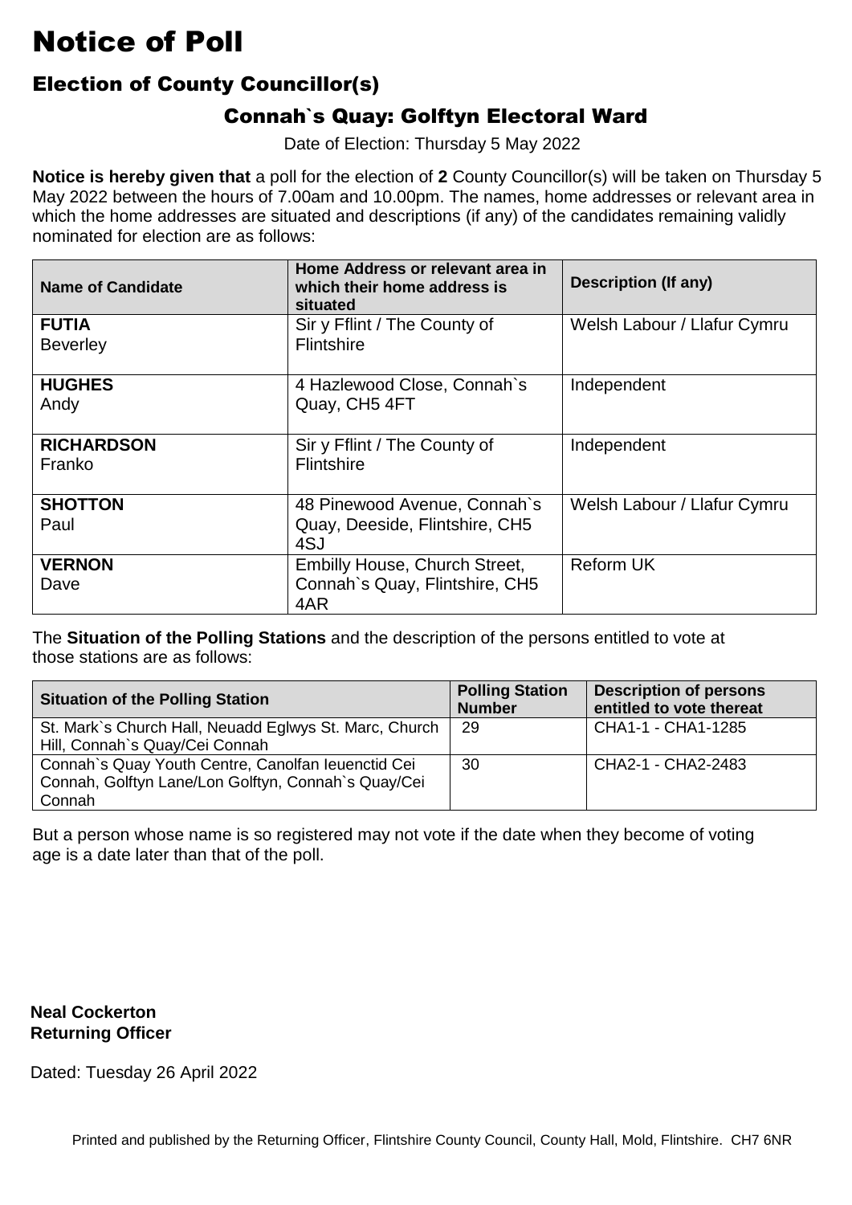# Notice of Poll

## Election of County Councillor(s)

### Connah`s Quay: Golftyn Electoral Ward

Date of Election: Thursday 5 May 2022

**Notice is hereby given that** a poll for the election of **2** County Councillor(s) will be taken on Thursday 5 May 2022 between the hours of 7.00am and 10.00pm. The names, home addresses or relevant area in which the home addresses are situated and descriptions (if any) of the candidates remaining validly nominated for election are as follows:

| Name of Candidate | Home Address or relevant area in which their home address is situated | Description (If any) |
|---|---|---|
| **FUTIA** Beverley | Sir y Fflint / The County of Flintshire | Welsh Labour / Llafur Cymru |
| **HUGHES** Andy | 4 Hazlewood Close, Connah`s Quay, CH5 4FT | Independent |
| **RICHARDSON** Franko | Sir y Fflint / The County of Flintshire | Independent |
| **SHOTTON** Paul | 48 Pinewood Avenue, Connah`s Quay, Deeside, Flintshire, CH5 4SJ | Welsh Labour / Llafur Cymru |
| **VERNON** Dave | Embilly House, Church Street, Connah`s Quay, Flintshire, CH5 4AR | Reform UK |

The **Situation of the Polling Stations** and the description of the persons entitled to vote at those stations are as follows:

| Situation of the Polling Station | Polling Station Number | Description of persons entitled to vote thereat |
|---|---|---|
| St. Mark`s Church Hall, Neuadd Eglwys St. Marc, Church Hill, Connah`s Quay/Cei Connah | 29 | CHA1-1 - CHA1-1285 |
| Connah`s Quay Youth Centre, Canolfan Ieuenctid Cei Connah, Golftyn Lane/Lon Golftyn, Connah`s Quay/Cei Connah | 30 | CHA2-1 - CHA2-2483 |

But a person whose name is so registered may not vote if the date when they become of voting age is a date later than that of the poll.

**Neal Cockerton**
**Returning Officer**

Dated: Tuesday 26 April 2022

Printed and published by the Returning Officer, Flintshire County Council, County Hall, Mold, Flintshire. CH7 6NR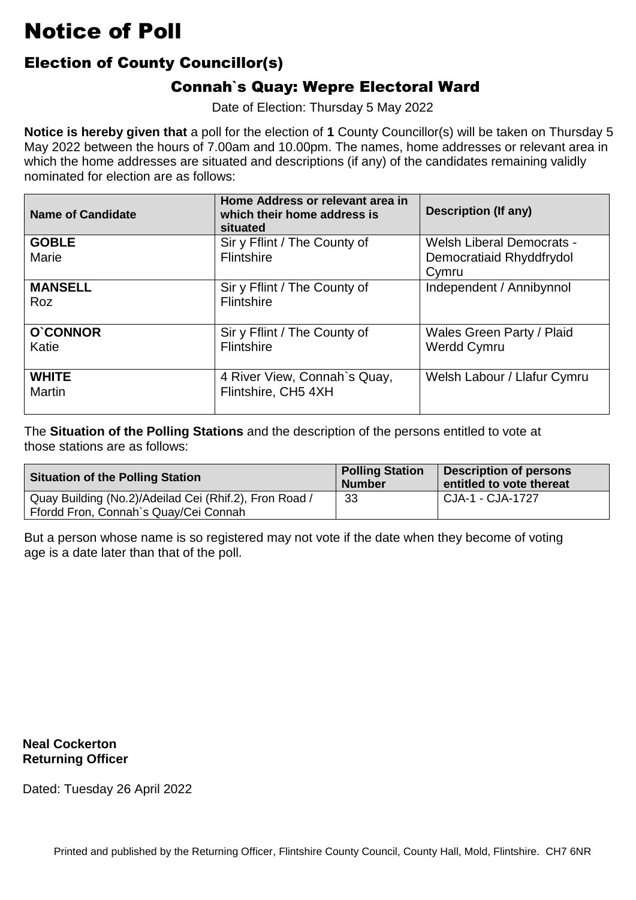# Notice of Poll

## Election of County Councillor(s)

### Connah`s Quay: Wepre Electoral Ward

Date of Election: Thursday 5 May 2022

**Notice is hereby given that** a poll for the election of **1** County Councillor(s) will be taken on Thursday 5 May 2022 between the hours of 7.00am and 10.00pm. The names, home addresses or relevant area in which the home addresses are situated and descriptions (if any) of the candidates remaining validly nominated for election are as follows:

| Name of Candidate | Home Address or relevant area in which their home address is situated | Description (If any) |
| --- | --- | --- |
| **GOBLE** Marie | Sir y Fflint / The County of Flintshire | Welsh Liberal Democrats - Democratiaid Rhyddfrydol Cymru |
| **MANSELL** Roz | Sir y Fflint / The County of Flintshire | Independent / Annibynnol |
| **O`CONNOR** Katie | Sir y Fflint / The County of Flintshire | Wales Green Party / Plaid Werdd Cymru |
| **WHITE** Martin | 4 River View, Connah`s Quay, Flintshire, CH5 4XH | Welsh Labour / Llafur Cymru |

The **Situation of the Polling Stations** and the description of the persons entitled to vote at those stations are as follows:

| Situation of the Polling Station | Polling Station Number | Description of persons entitled to vote thereat |
| --- | --- | --- |
| Quay Building (No.2)/Adeilad Cei (Rhif.2), Fron Road / Ffordd Fron, Connah`s Quay/Cei Connah | 33 | CJA-1 - CJA-1727 |

But a person whose name is so registered may not vote if the date when they become of voting age is a date later than that of the poll.

**Neal Cockerton**
**Returning Officer**

Dated: Tuesday 26 April 2022

Printed and published by the Returning Officer, Flintshire County Council, County Hall, Mold, Flintshire. CH7 6NR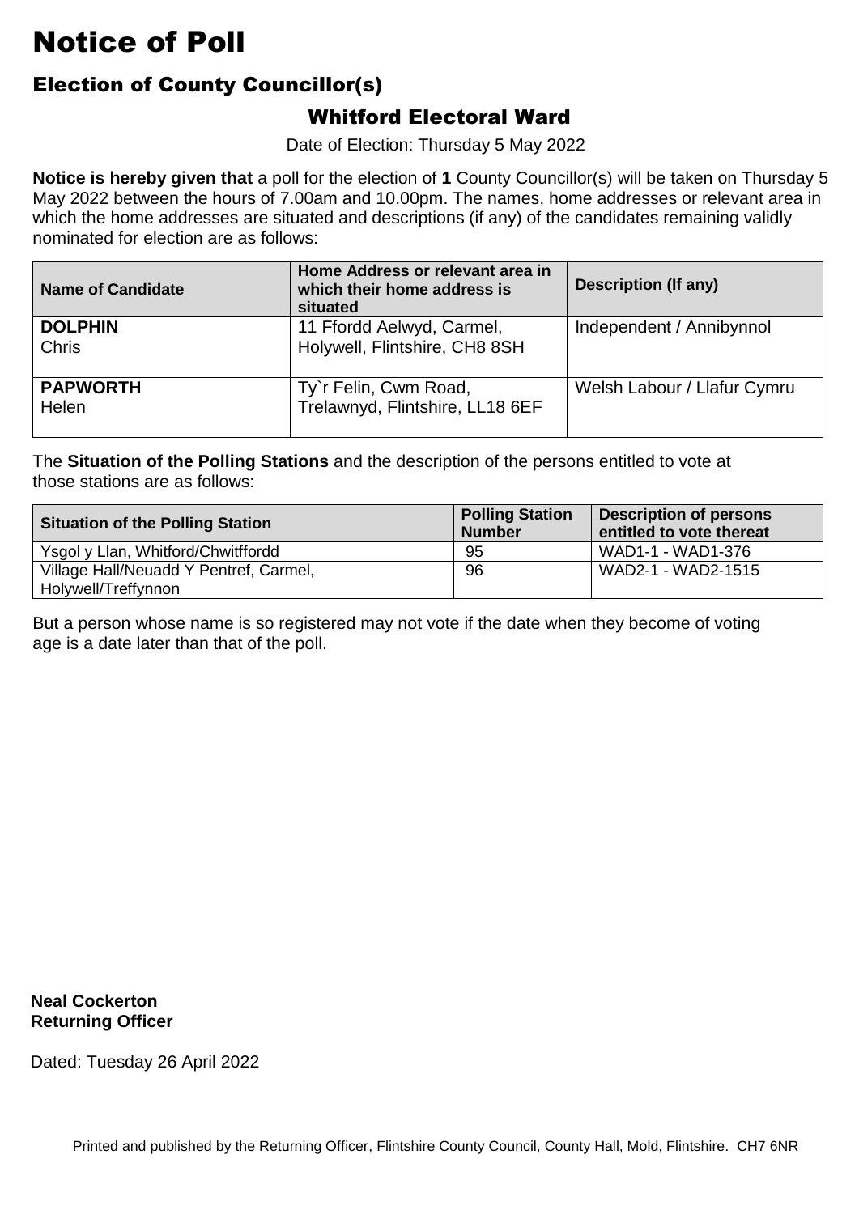# Notice of Poll

## Election of County Councillor(s)

### Whitford Electoral Ward

Date of Election: Thursday 5 May 2022

**Notice is hereby given that** a poll for the election of **1** County Councillor(s) will be taken on Thursday 5 May 2022 between the hours of 7.00am and 10.00pm. The names, home addresses or relevant area in which the home addresses are situated and descriptions (if any) of the candidates remaining validly nominated for election are as follows:

| Name of Candidate | Home Address or relevant area in which their home address is situated | Description (If any) |
|---|---|---|
| **DOLPHIN** Chris | 11 Ffordd Aelwyd, Carmel, Holywell, Flintshire, CH8 8SH | Independent / Annibynnol |
| **PAPWORTH** Helen | Ty`r Felin, Cwm Road, Trelawnyd, Flintshire, LL18 6EF | Welsh Labour / Llafur Cymru |

The **Situation of the Polling Stations** and the description of the persons entitled to vote at those stations are as follows:

| Situation of the Polling Station | Polling Station Number | Description of persons entitled to vote thereat |
|---|---|---|
| Ysgol y Llan, Whitford/Chwitffordd | 95 | WAD1-1 - WAD1-376 |
| Village Hall/Neuadd Y Pentref, Carmel, Holywell/Treffynnon | 96 | WAD2-1 - WAD2-1515 |

But a person whose name is so registered may not vote if the date when they become of voting age is a date later than that of the poll.

**Neal Cockerton**
**Returning Officer**

Dated: Tuesday 26 April 2022

Printed and published by the Returning Officer, Flintshire County Council, County Hall, Mold, Flintshire. CH7 6NR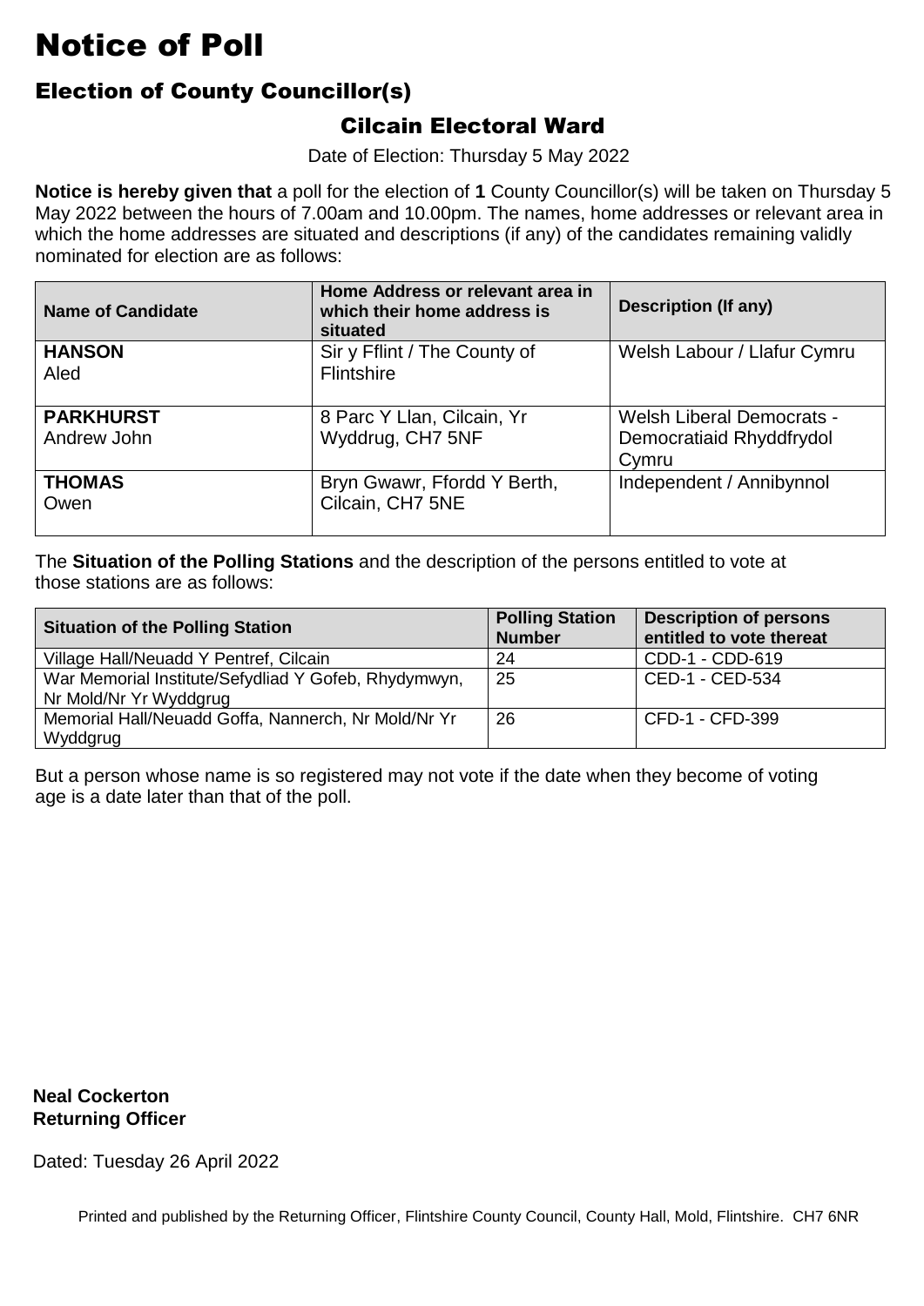# Notice of Poll

## Election of County Councillor(s)

### Cilcain Electoral Ward

Date of Election: Thursday 5 May 2022

**Notice is hereby given that** a poll for the election of **1** County Councillor(s) will be taken on Thursday 5 May 2022 between the hours of 7.00am and 10.00pm. The names, home addresses or relevant area in which the home addresses are situated and descriptions (if any) of the candidates remaining validly nominated for election are as follows:

| Name of Candidate | Home Address or relevant area in which their home address is situated | Description (If any) |
|---|---|---|
| **HANSON** Aled | Sir y Fflint / The County of Flintshire | Welsh Labour / Llafur Cymru |
| **PARKHURST** Andrew John | 8 Parc Y Llan, Cilcain, Yr Wyddrug, CH7 5NF | Welsh Liberal Democrats - Democratiaid Rhyddfrydol Cymru |
| **THOMAS** Owen | Bryn Gwawr, Ffordd Y Berth, Cilcain, CH7 5NE | Independent / Annibynnol |

The **Situation of the Polling Stations** and the description of the persons entitled to vote at those stations are as follows:

| Situation of the Polling Station | Polling Station Number | Description of persons entitled to vote thereat |
|---|---|---|
| Village Hall/Neuadd Y Pentref, Cilcain | 24 | CDD-1 - CDD-619 |
| War Memorial Institute/Sefydliad Y Gofeb, Rhydymwyn, Nr Mold/Nr Yr Wyddgrug | 25 | CED-1 - CED-534 |
| Memorial Hall/Neuadd Goffa, Nannerch, Nr Mold/Nr Yr Wyddgrug | 26 | CFD-1 - CFD-399 |

But a person whose name is so registered may not vote if the date when they become of voting age is a date later than that of the poll.

**Neal Cockerton**
**Returning Officer**

Dated: Tuesday 26 April 2022

Printed and published by the Returning Officer, Flintshire County Council, County Hall, Mold, Flintshire. CH7 6NR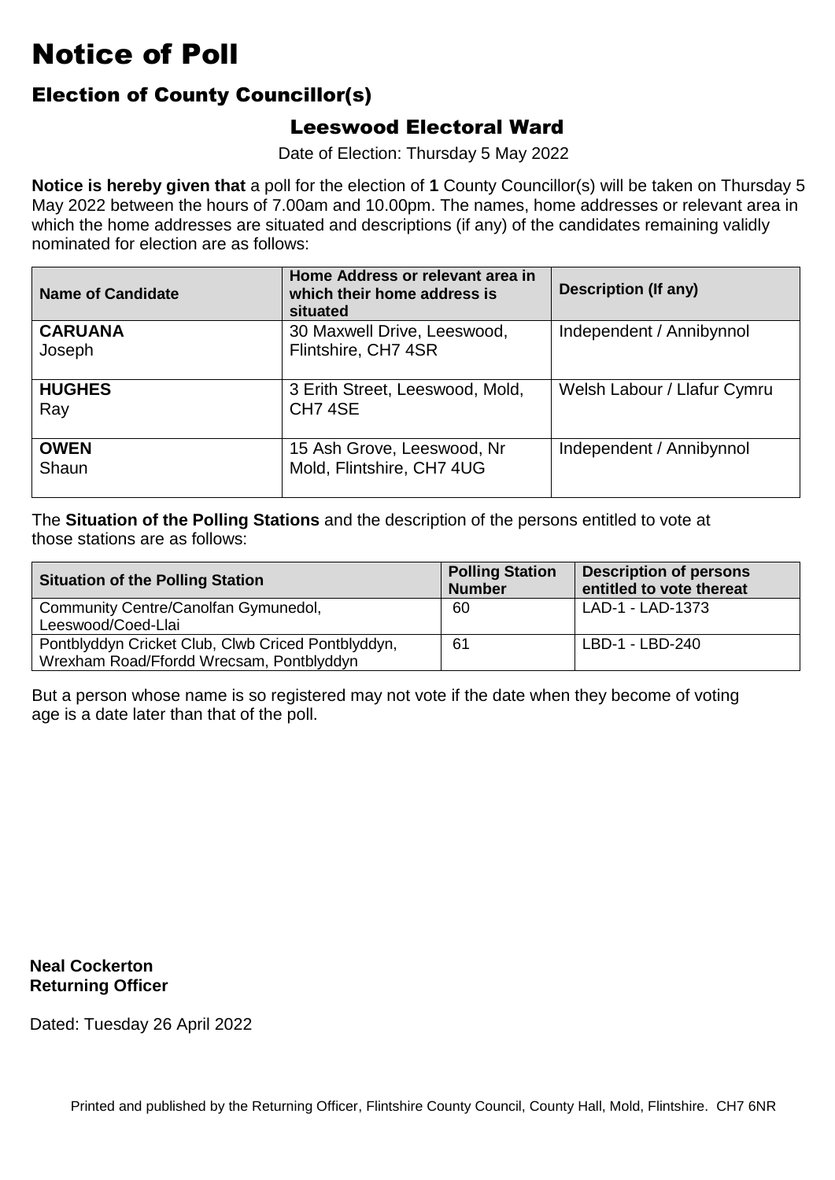# Notice of Poll

## Election of County Councillor(s)

### Leeswood Electoral Ward

Date of Election: Thursday 5 May 2022

**Notice is hereby given that** a poll for the election of **1** County Councillor(s) will be taken on Thursday 5 May 2022 between the hours of 7.00am and 10.00pm. The names, home addresses or relevant area in which the home addresses are situated and descriptions (if any) of the candidates remaining validly nominated for election are as follows:

| Name of Candidate | Home Address or relevant area in which their home address is situated | Description (If any) |
|---|---|---|
| **CARUANA** Joseph | 30 Maxwell Drive, Leeswood, Flintshire, CH7 4SR | Independent / Annibynnol |
| **HUGHES** Ray | 3 Erith Street, Leeswood, Mold, CH7 4SE | Welsh Labour / Llafur Cymru |
| **OWEN** Shaun | 15 Ash Grove, Leeswood, Nr Mold, Flintshire, CH7 4UG | Independent / Annibynnol |

The **Situation of the Polling Stations** and the description of the persons entitled to vote at those stations are as follows:

| Situation of the Polling Station | Polling Station Number | Description of persons entitled to vote thereat |
|---|---|---|
| Community Centre/Canolfan Gymunedol, Leeswood/Coed-Llai | 60 | LAD-1 - LAD-1373 |
| Pontblyddyn Cricket Club, Clwb Criced Pontblyddyn, Wrexham Road/Ffordd Wrecsam, Pontblyddyn | 61 | LBD-1 - LBD-240 |

But a person whose name is so registered may not vote if the date when they become of voting age is a date later than that of the poll.

**Neal Cockerton**
**Returning Officer**

Dated: Tuesday 26 April 2022

Printed and published by the Returning Officer, Flintshire County Council, County Hall, Mold, Flintshire. CH7 6NR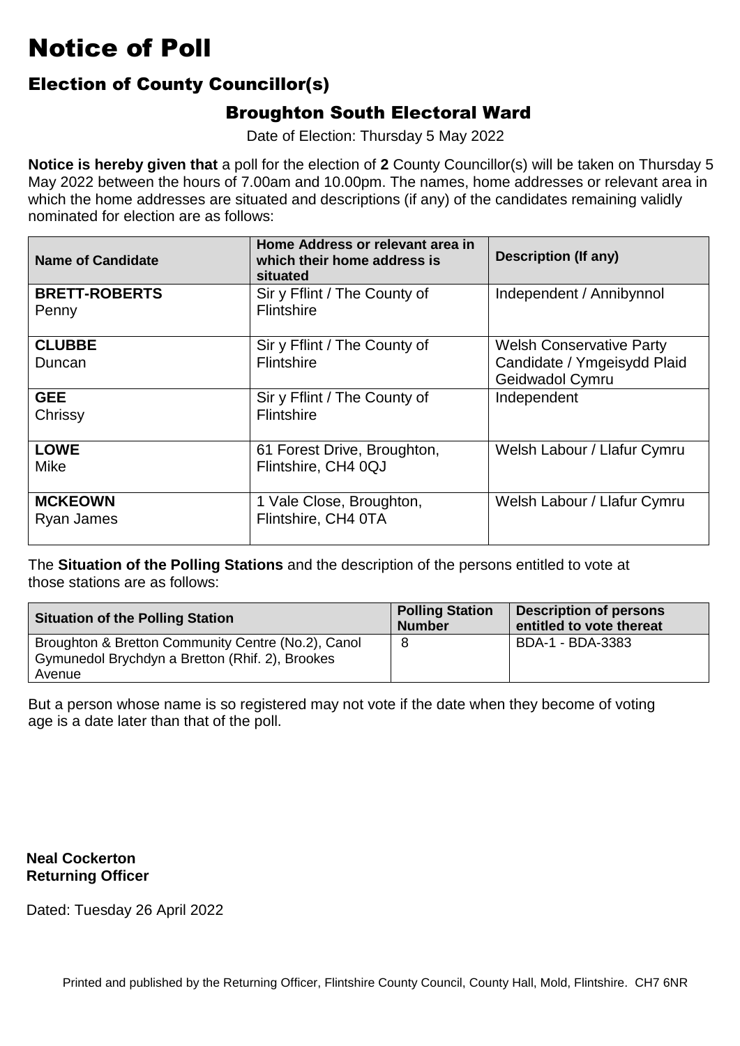# Notice of Poll

## Election of County Councillor(s)

### Broughton South Electoral Ward

Date of Election: Thursday 5 May 2022

**Notice is hereby given that** a poll for the election of **2** County Councillor(s) will be taken on Thursday 5 May 2022 between the hours of 7.00am and 10.00pm. The names, home addresses or relevant area in which the home addresses are situated and descriptions (if any) of the candidates remaining validly nominated for election are as follows:

| Name of Candidate | Home Address or relevant area in which their home address is situated | Description (If any) |
|---|---|---|
| **BRETT-ROBERTS** Penny | Sir y Fflint / The County of Flintshire | Independent / Annibynnol |
| **CLUBBE** Duncan | Sir y Fflint / The County of Flintshire | Welsh Conservative Party Candidate / Ymgeisydd Plaid Geidwadol Cymru |
| **GEE** Chrissy | Sir y Fflint / The County of Flintshire | Independent |
| **LOWE** Mike | 61 Forest Drive, Broughton, Flintshire, CH4 0QJ | Welsh Labour / Llafur Cymru |
| **MCKEOWN** Ryan James | 1 Vale Close, Broughton, Flintshire, CH4 0TA | Welsh Labour / Llafur Cymru |

The **Situation of the Polling Stations** and the description of the persons entitled to vote at those stations are as follows:

| Situation of the Polling Station | Polling Station Number | Description of persons entitled to vote thereat |
|---|---|---|
| Broughton & Bretton Community Centre (No.2), Canol Gymunedol Brychdyn a Bretton (Rhif. 2), Brookes Avenue | 8 | BDA-1 - BDA-3383 |

But a person whose name is so registered may not vote if the date when they become of voting age is a date later than that of the poll.

**Neal Cockerton**
**Returning Officer**

Dated: Tuesday 26 April 2022

Printed and published by the Returning Officer, Flintshire County Council, County Hall, Mold, Flintshire. CH7 6NR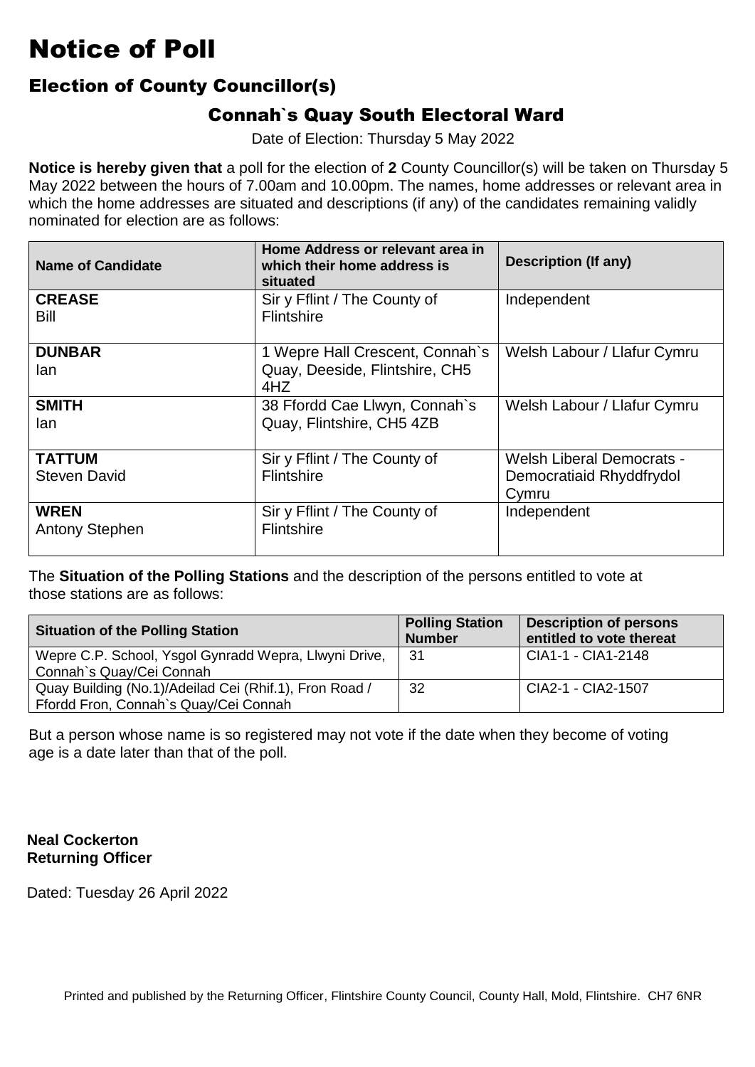# Notice of Poll

## Election of County Councillor(s)

### Connah`s Quay South Electoral Ward

Date of Election: Thursday 5 May 2022

**Notice is hereby given that** a poll for the election of **2** County Councillor(s) will be taken on Thursday 5 May 2022 between the hours of 7.00am and 10.00pm. The names, home addresses or relevant area in which the home addresses are situated and descriptions (if any) of the candidates remaining validly nominated for election are as follows:

| Name of Candidate | Home Address or relevant area in which their home address is situated | Description (If any) |
|---|---|---|
| **CREASE** Bill | Sir y Fflint / The County of Flintshire | Independent |
| **DUNBAR** Ian | 1 Wepre Hall Crescent, Connah`s Quay, Deeside, Flintshire, CH5 4HZ | Welsh Labour / Llafur Cymru |
| **SMITH** Ian | 38 Ffordd Cae Llwyn, Connah`s Quay, Flintshire, CH5 4ZB | Welsh Labour / Llafur Cymru |
| **TATTUM** Steven David | Sir y Fflint / The County of Flintshire | Welsh Liberal Democrats - Democratiaid Rhyddfrydol Cymru |
| **WREN** Antony Stephen | Sir y Fflint / The County of Flintshire | Independent |

The **Situation of the Polling Stations** and the description of the persons entitled to vote at those stations are as follows:

| Situation of the Polling Station | Polling Station Number | Description of persons entitled to vote thereat |
|---|---|---|
| Wepre C.P. School, Ysgol Gynradd Wepra, Llwyni Drive, Connah`s Quay/Cei Connah | 31 | CIA1-1 - CIA1-2148 |
| Quay Building (No.1)/Adeilad Cei (Rhif.1), Fron Road / Ffordd Fron, Connah`s Quay/Cei Connah | 32 | CIA2-1 - CIA2-1507 |

But a person whose name is so registered may not vote if the date when they become of voting age is a date later than that of the poll.

**Neal Cockerton**
**Returning Officer**

Dated: Tuesday 26 April 2022

Printed and published by the Returning Officer, Flintshire County Council, County Hall, Mold, Flintshire. CH7 6NR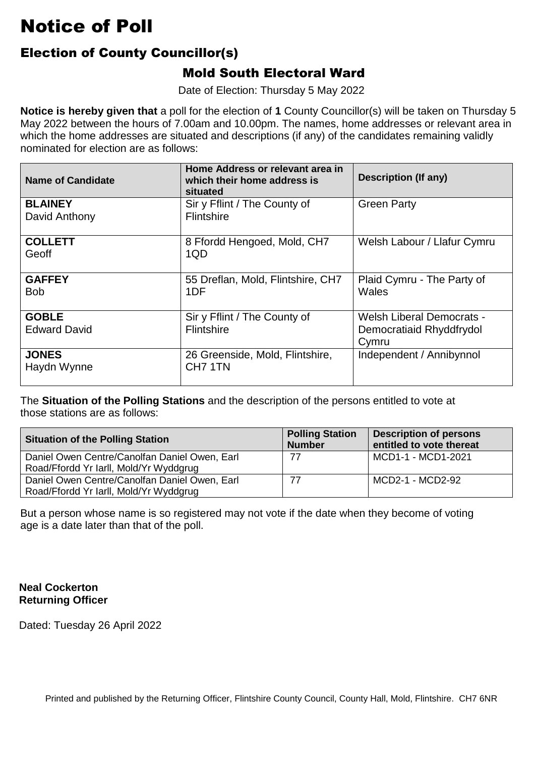# Notice of Poll

## Election of County Councillor(s)

### Mold South Electoral Ward

Date of Election: Thursday 5 May 2022

**Notice is hereby given that** a poll for the election of **1** County Councillor(s) will be taken on Thursday 5 May 2022 between the hours of 7.00am and 10.00pm. The names, home addresses or relevant area in which the home addresses are situated and descriptions (if any) of the candidates remaining validly nominated for election are as follows:

| Name of Candidate | Home Address or relevant area in which their home address is situated | Description (If any) |
|---|---|---|
| **BLAINEY** David Anthony | Sir y Fflint / The County of Flintshire | Green Party |
| **COLLETT** Geoff | 8 Ffordd Hengoed, Mold, CH7 1QD | Welsh Labour / Llafur Cymru |
| **GAFFEY** Bob | 55 Dreflan, Mold, Flintshire, CH7 1DF | Plaid Cymru - The Party of Wales |
| **GOBLE** Edward David | Sir y Fflint / The County of Flintshire | Welsh Liberal Democrats - Democratiaid Rhyddfrydol Cymru |
| **JONES** Haydn Wynne | 26 Greenside, Mold, Flintshire, CH7 1TN | Independent / Annibynnol |

The **Situation of the Polling Stations** and the description of the persons entitled to vote at those stations are as follows:

| Situation of the Polling Station | Polling Station Number | Description of persons entitled to vote thereat |
|---|---|---|
| Daniel Owen Centre/Canolfan Daniel Owen, Earl Road/Ffordd Yr Iarll, Mold/Yr Wyddgrug | 77 | MCD1-1 - MCD1-2021 |
| Daniel Owen Centre/Canolfan Daniel Owen, Earl Road/Ffordd Yr Iarll, Mold/Yr Wyddgrug | 77 | MCD2-1 - MCD2-92 |

But a person whose name is so registered may not vote if the date when they become of voting age is a date later than that of the poll.

**Neal Cockerton**
**Returning Officer**

Dated: Tuesday 26 April 2022

Printed and published by the Returning Officer, Flintshire County Council, County Hall, Mold, Flintshire. CH7 6NR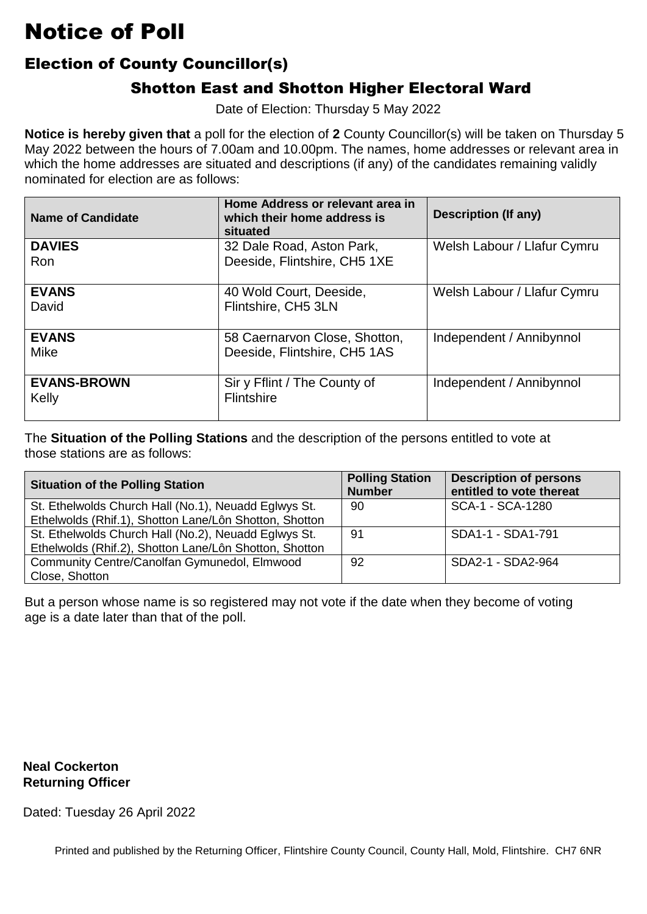# Notice of Poll

## Election of County Councillor(s)

### Shotton East and Shotton Higher Electoral Ward

Date of Election: Thursday 5 May 2022

**Notice is hereby given that** a poll for the election of **2** County Councillor(s) will be taken on Thursday 5 May 2022 between the hours of 7.00am and 10.00pm. The names, home addresses or relevant area in which the home addresses are situated and descriptions (if any) of the candidates remaining validly nominated for election are as follows:

| Name of Candidate | Home Address or relevant area in which their home address is situated | Description (If any) |
|---|---|---|
| **DAVIES** Ron | 32 Dale Road, Aston Park, Deeside, Flintshire, CH5 1XE | Welsh Labour / Llafur Cymru |
| **EVANS** David | 40 Wold Court, Deeside, Flintshire, CH5 3LN | Welsh Labour / Llafur Cymru |
| **EVANS** Mike | 58 Caernarvon Close, Shotton, Deeside, Flintshire, CH5 1AS | Independent / Annibynnol |
| **EVANS-BROWN** Kelly | Sir y Fflint / The County of Flintshire | Independent / Annibynnol |

The **Situation of the Polling Stations** and the description of the persons entitled to vote at those stations are as follows:

| Situation of the Polling Station | Polling Station Number | Description of persons entitled to vote thereat |
|---|---|---|
| St. Ethelwolds Church Hall (No.1), Neuadd Eglwys St. Ethelwolds (Rhif.1), Shotton Lane/Lôn Shotton, Shotton | 90 | SCA-1 - SCA-1280 |
| St. Ethelwolds Church Hall (No.2), Neuadd Eglwys St. Ethelwolds (Rhif.2), Shotton Lane/Lôn Shotton, Shotton | 91 | SDA1-1 - SDA1-791 |
| Community Centre/Canolfan Gymunedol, Elmwood Close, Shotton | 92 | SDA2-1 - SDA2-964 |

But a person whose name is so registered may not vote if the date when they become of voting age is a date later than that of the poll.

**Neal Cockerton**
**Returning Officer**

Dated: Tuesday 26 April 2022

Printed and published by the Returning Officer, Flintshire County Council, County Hall, Mold, Flintshire. CH7 6NR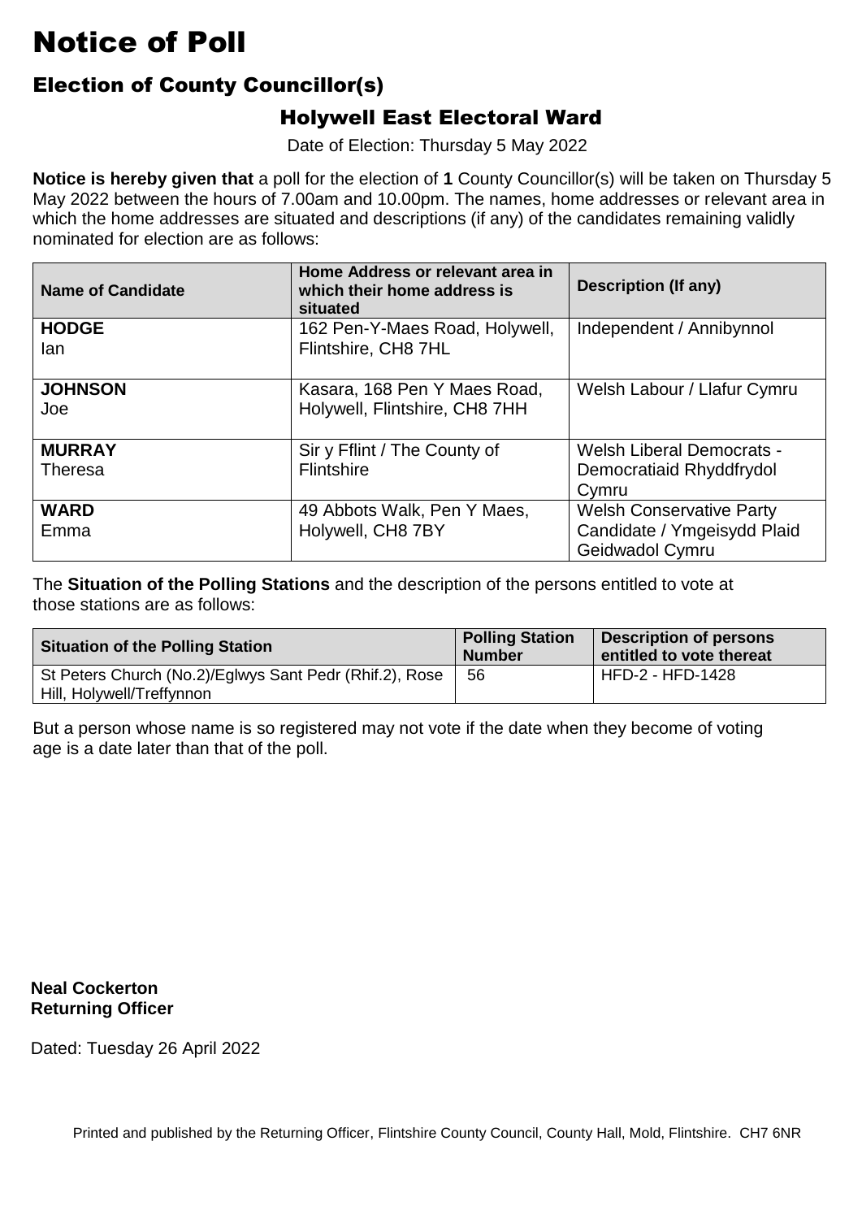# Notice of Poll

## Election of County Councillor(s)

### Holywell East Electoral Ward

Date of Election: Thursday 5 May 2022

**Notice is hereby given that** a poll for the election of **1** County Councillor(s) will be taken on Thursday 5 May 2022 between the hours of 7.00am and 10.00pm. The names, home addresses or relevant area in which the home addresses are situated and descriptions (if any) of the candidates remaining validly nominated for election are as follows:

| Name of Candidate | Home Address or relevant area in which their home address is situated | Description (If any) |
|---|---|---|
| **HODGE** Ian | 162 Pen-Y-Maes Road, Holywell, Flintshire, CH8 7HL | Independent / Annibynnol |
| **JOHNSON** Joe | Kasara, 168 Pen Y Maes Road, Holywell, Flintshire, CH8 7HH | Welsh Labour / Llafur Cymru |
| **MURRAY** Theresa | Sir y Fflint / The County of Flintshire | Welsh Liberal Democrats - Democratiaid Rhyddfrydol Cymru |
| **WARD** Emma | 49 Abbots Walk, Pen Y Maes, Holywell, CH8 7BY | Welsh Conservative Party Candidate / Ymgeisydd Plaid Geidwadol Cymru |

The **Situation of the Polling Stations** and the description of the persons entitled to vote at those stations are as follows:

| Situation of the Polling Station | Polling Station Number | Description of persons entitled to vote thereat |
|---|---|---|
| St Peters Church (No.2)/Eglwys Sant Pedr (Rhif.2), Rose Hill, Holywell/Treffynnon | 56 | HFD-2 - HFD-1428 |

But a person whose name is so registered may not vote if the date when they become of voting age is a date later than that of the poll.

**Neal Cockerton**
**Returning Officer**

Dated: Tuesday 26 April 2022

Printed and published by the Returning Officer, Flintshire County Council, County Hall, Mold, Flintshire. CH7 6NR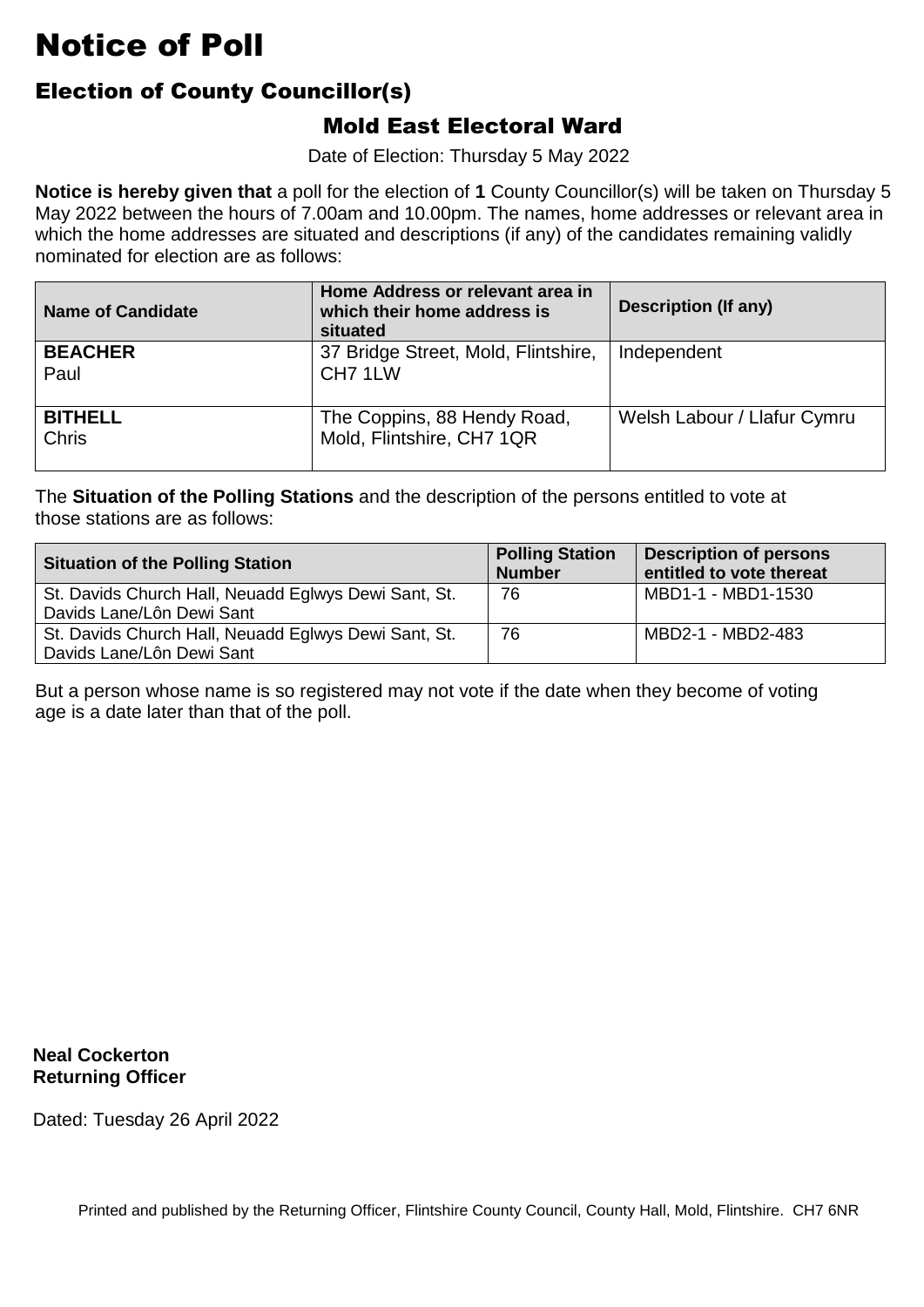# Notice of Poll

## Election of County Councillor(s)

### Mold East Electoral Ward

Date of Election: Thursday 5 May 2022

**Notice is hereby given that** a poll for the election of **1** County Councillor(s) will be taken on Thursday 5 May 2022 between the hours of 7.00am and 10.00pm. The names, home addresses or relevant area in which the home addresses are situated and descriptions (if any) of the candidates remaining validly nominated for election are as follows:

| Name of Candidate | Home Address or relevant area in which their home address is situated | Description (If any) |
|---|---|---|
| **BEACHER** Paul | 37 Bridge Street, Mold, Flintshire, CH7 1LW | Independent |
| **BITHELL** Chris | The Coppins, 88 Hendy Road, Mold, Flintshire, CH7 1QR | Welsh Labour / Llafur Cymru |

The **Situation of the Polling Stations** and the description of the persons entitled to vote at those stations are as follows:

| Situation of the Polling Station | Polling Station Number | Description of persons entitled to vote thereat |
|---|---|---|
| St. Davids Church Hall, Neuadd Eglwys Dewi Sant, St. Davids Lane/Lôn Dewi Sant | 76 | MBD1-1 - MBD1-1530 |
| St. Davids Church Hall, Neuadd Eglwys Dewi Sant, St. Davids Lane/Lôn Dewi Sant | 76 | MBD2-1 - MBD2-483 |

But a person whose name is so registered may not vote if the date when they become of voting age is a date later than that of the poll.

**Neal Cockerton**
**Returning Officer**

Dated: Tuesday 26 April 2022

Printed and published by the Returning Officer, Flintshire County Council, County Hall, Mold, Flintshire. CH7 6NR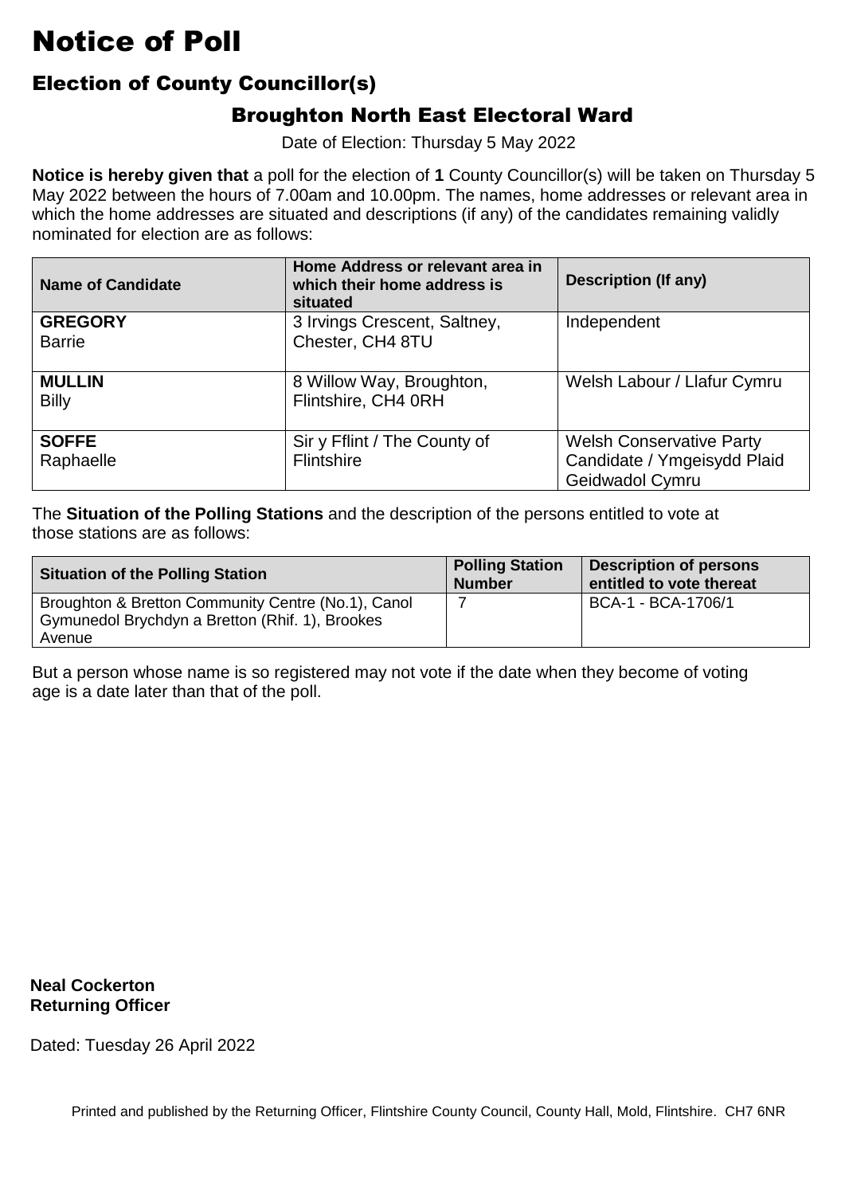# Notice of Poll

## Election of County Councillor(s)

### Broughton North East Electoral Ward

Date of Election: Thursday 5 May 2022

**Notice is hereby given that** a poll for the election of **1** County Councillor(s) will be taken on Thursday 5 May 2022 between the hours of 7.00am and 10.00pm. The names, home addresses or relevant area in which the home addresses are situated and descriptions (if any) of the candidates remaining validly nominated for election are as follows:

| Name of Candidate | Home Address or relevant area in which their home address is situated | Description (If any) |
|---|---|---|
| **GREGORY** Barrie | 3 Irvings Crescent, Saltney, Chester, CH4 8TU | Independent |
| **MULLIN** Billy | 8 Willow Way, Broughton, Flintshire, CH4 0RH | Welsh Labour / Llafur Cymru |
| **SOFFE** Raphaelle | Sir y Fflint / The County of Flintshire | Welsh Conservative Party Candidate / Ymgeisydd Plaid Geidwadol Cymru |

The **Situation of the Polling Stations** and the description of the persons entitled to vote at those stations are as follows:

| Situation of the Polling Station | Polling Station Number | Description of persons entitled to vote thereat |
|---|---|---|
| Broughton & Bretton Community Centre (No.1), Canol Gymunedol Brychdyn a Bretton (Rhif. 1), Brookes Avenue | 7 | BCA-1 - BCA-1706/1 |

But a person whose name is so registered may not vote if the date when they become of voting age is a date later than that of the poll.

**Neal Cockerton**
**Returning Officer**

Dated: Tuesday 26 April 2022

Printed and published by the Returning Officer, Flintshire County Council, County Hall, Mold, Flintshire. CH7 6NR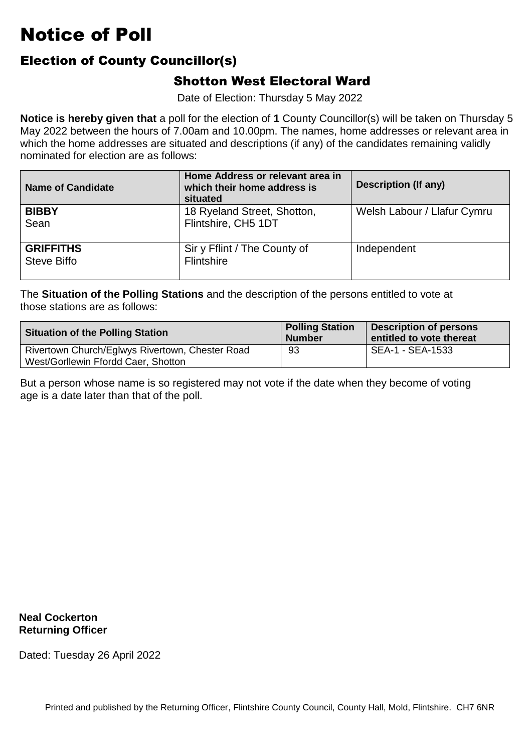# Notice of Poll

## Election of County Councillor(s)

### Shotton West Electoral Ward

Date of Election: Thursday 5 May 2022

**Notice is hereby given that** a poll for the election of **1** County Councillor(s) will be taken on Thursday 5 May 2022 between the hours of 7.00am and 10.00pm. The names, home addresses or relevant area in which the home addresses are situated and descriptions (if any) of the candidates remaining validly nominated for election are as follows:

| Name of Candidate | Home Address or relevant area in which their home address is situated | Description (If any) |
|---|---|---|
| **BIBBY** Sean | 18 Ryeland Street, Shotton, Flintshire, CH5 1DT | Welsh Labour / Llafur Cymru |
| **GRIFFITHS** Steve Biffo | Sir y Fflint / The County of Flintshire | Independent |

The **Situation of the Polling Stations** and the description of the persons entitled to vote at those stations are as follows:

| Situation of the Polling Station | Polling Station Number | Description of persons entitled to vote thereat |
|---|---|---|
| Rivertown Church/Eglwys Rivertown, Chester Road West/Gorllewin Ffordd Caer, Shotton | 93 | SEA-1 - SEA-1533 |

But a person whose name is so registered may not vote if the date when they become of voting age is a date later than that of the poll.

**Neal Cockerton**
**Returning Officer**

Dated: Tuesday 26 April 2022

Printed and published by the Returning Officer, Flintshire County Council, County Hall, Mold, Flintshire. CH7 6NR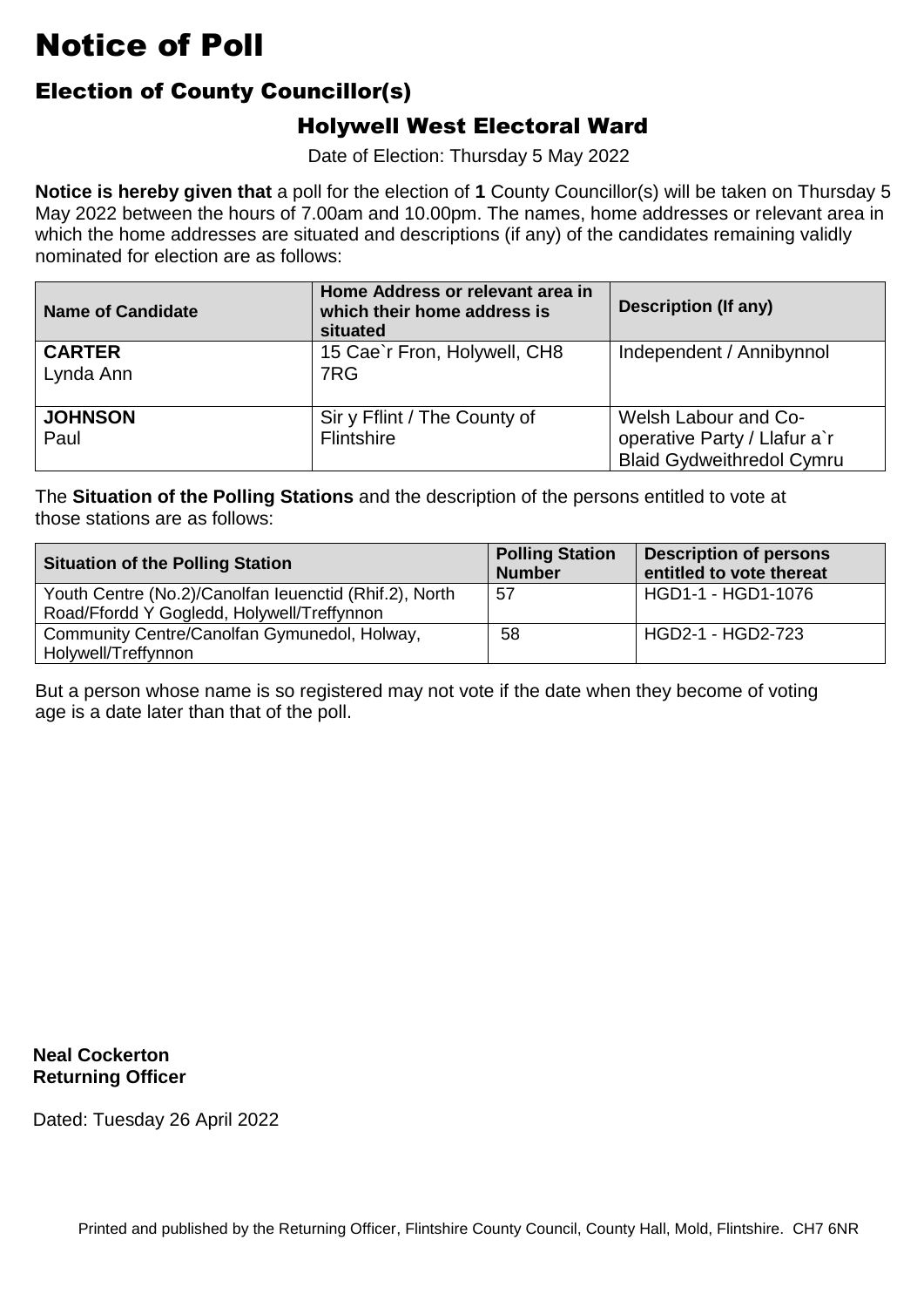# Notice of Poll

## Election of County Councillor(s)

### Holywell West Electoral Ward

Date of Election: Thursday 5 May 2022

**Notice is hereby given that** a poll for the election of **1** County Councillor(s) will be taken on Thursday 5 May 2022 between the hours of 7.00am and 10.00pm. The names, home addresses or relevant area in which the home addresses are situated and descriptions (if any) of the candidates remaining validly nominated for election are as follows:

| Name of Candidate | Home Address or relevant area in which their home address is situated | Description (If any) |
|---|---|---|
| **CARTER** Lynda Ann | 15 Cae`r Fron, Holywell, CH8 7RG | Independent / Annibynnol |
| **JOHNSON** Paul | Sir y Fflint / The County of Flintshire | Welsh Labour and Co-operative Party / Llafur a`r Blaid Gydweithredol Cymru |

The **Situation of the Polling Stations** and the description of the persons entitled to vote at those stations are as follows:

| Situation of the Polling Station | Polling Station Number | Description of persons entitled to vote thereat |
|---|---|---|
| Youth Centre (No.2)/Canolfan Ieuenctid (Rhif.2), North Road/Ffordd Y Gogledd, Holywell/Treffynnon | 57 | HGD1-1 - HGD1-1076 |
| Community Centre/Canolfan Gymunedol, Holway, Holywell/Treffynnon | 58 | HGD2-1 - HGD2-723 |

But a person whose name is so registered may not vote if the date when they become of voting age is a date later than that of the poll.

**Neal Cockerton**
**Returning Officer**

Dated: Tuesday 26 April 2022

Printed and published by the Returning Officer, Flintshire County Council, County Hall, Mold, Flintshire. CH7 6NR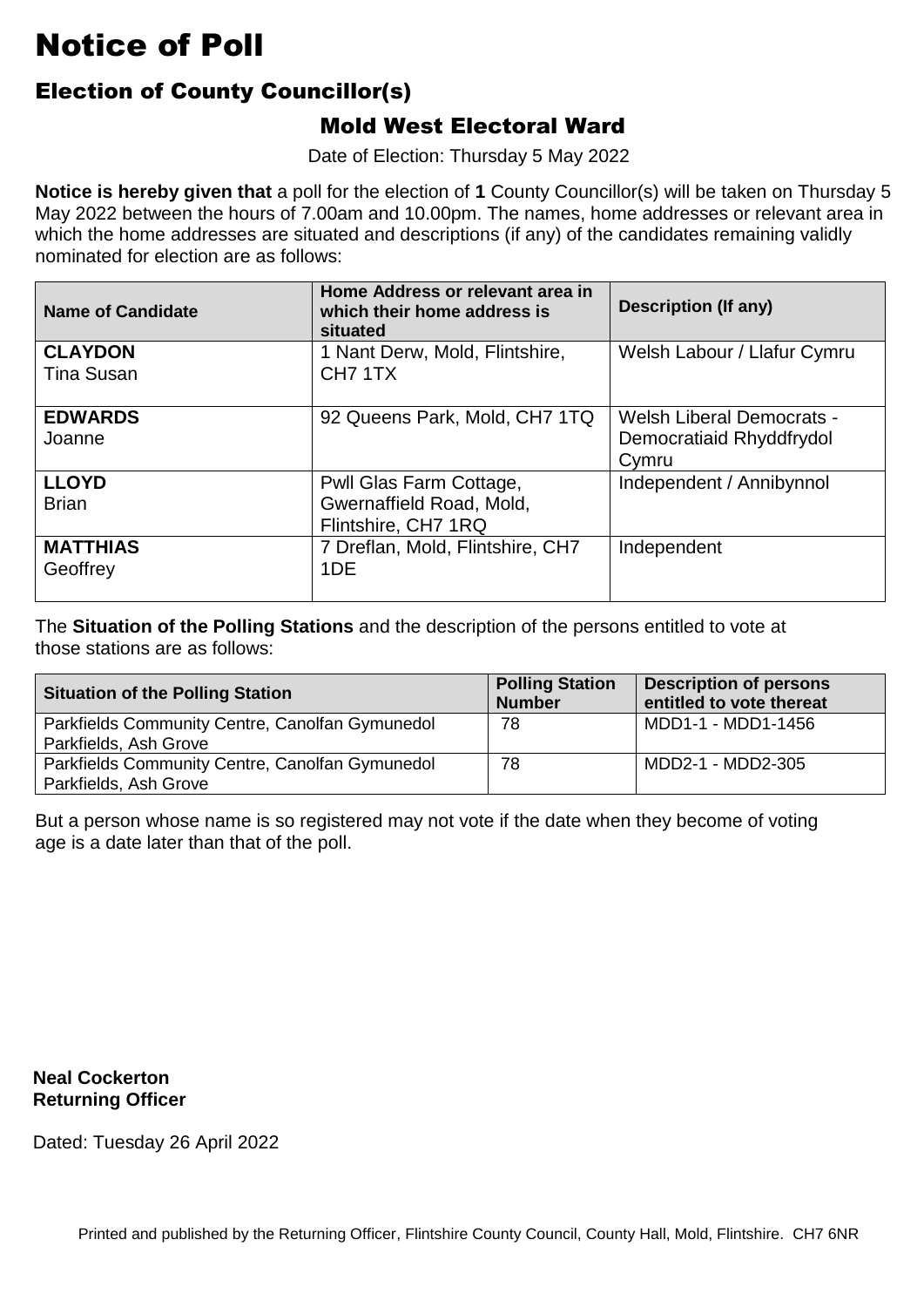# Notice of Poll

## Election of County Councillor(s)

### Mold West Electoral Ward

Date of Election: Thursday 5 May 2022

**Notice is hereby given that** a poll for the election of **1** County Councillor(s) will be taken on Thursday 5 May 2022 between the hours of 7.00am and 10.00pm. The names, home addresses or relevant area in which the home addresses are situated and descriptions (if any) of the candidates remaining validly nominated for election are as follows:

| Name of Candidate | Home Address or relevant area in which their home address is situated | Description (If any) |
|---|---|---|
| **CLAYDON** Tina Susan | 1 Nant Derw, Mold, Flintshire, CH7 1TX | Welsh Labour / Llafur Cymru |
| **EDWARDS** Joanne | 92 Queens Park, Mold, CH7 1TQ | Welsh Liberal Democrats - Democratiaid Rhyddfrydol Cymru |
| **LLOYD** Brian | Pwll Glas Farm Cottage, Gwernaffield Road, Mold, Flintshire, CH7 1RQ | Independent / Annibynnol |
| **MATTHIAS** Geoffrey | 7 Dreflan, Mold, Flintshire, CH7 1DE | Independent |

The **Situation of the Polling Stations** and the description of the persons entitled to vote at those stations are as follows:

| Situation of the Polling Station | Polling Station Number | Description of persons entitled to vote thereat |
|---|---|---|
| Parkfields Community Centre, Canolfan Gymunedol Parkfields, Ash Grove | 78 | MDD1-1 - MDD1-1456 |
| Parkfields Community Centre, Canolfan Gymunedol Parkfields, Ash Grove | 78 | MDD2-1 - MDD2-305 |

But a person whose name is so registered may not vote if the date when they become of voting age is a date later than that of the poll.

**Neal Cockerton**
**Returning Officer**

Dated: Tuesday 26 April 2022

Printed and published by the Returning Officer, Flintshire County Council, County Hall, Mold, Flintshire. CH7 6NR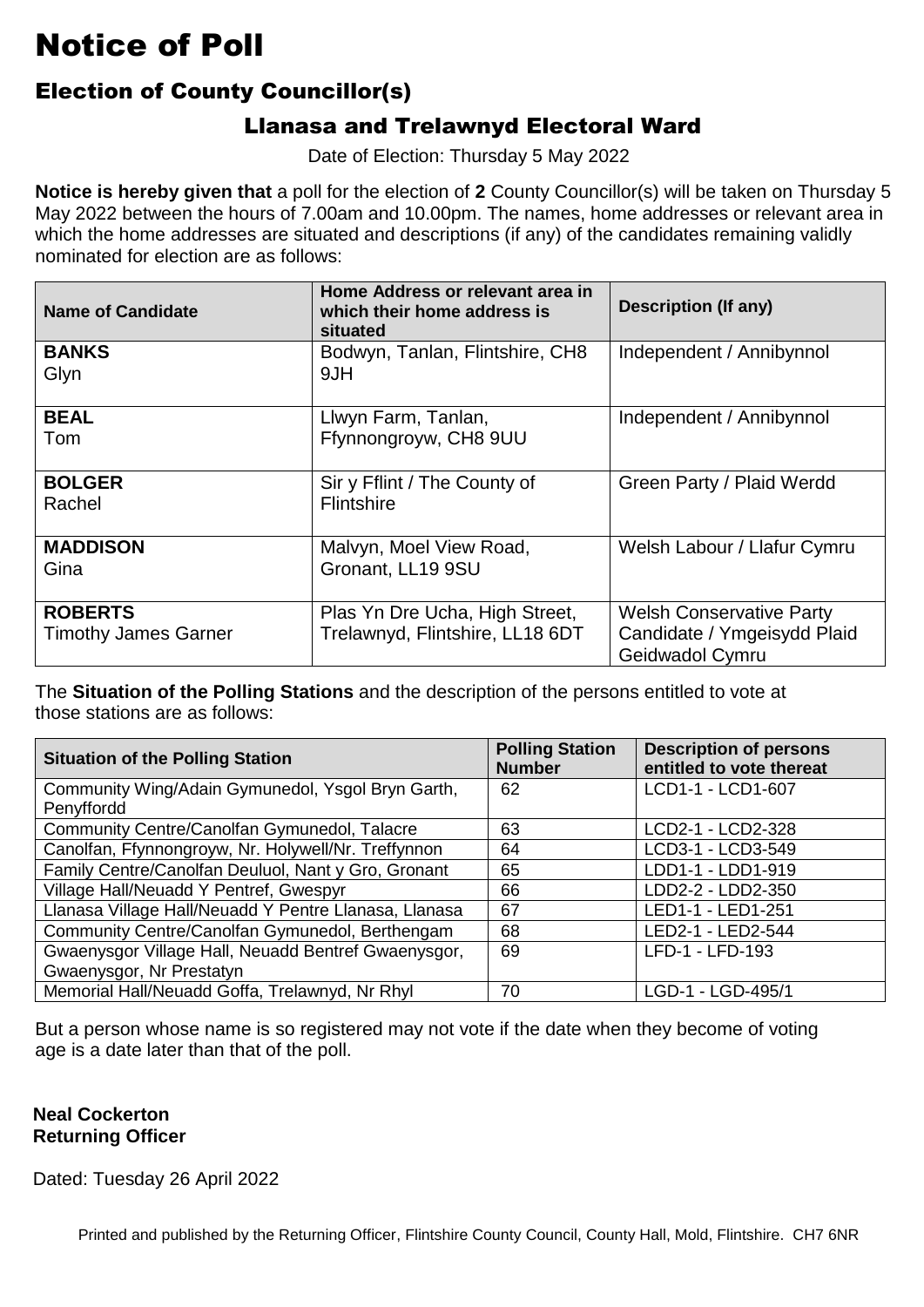# Notice of Poll

## Election of County Councillor(s)

### Llanasa and Trelawnyd Electoral Ward

Date of Election: Thursday 5 May 2022

**Notice is hereby given that** a poll for the election of **2** County Councillor(s) will be taken on Thursday 5 May 2022 between the hours of 7.00am and 10.00pm. The names, home addresses or relevant area in which the home addresses are situated and descriptions (if any) of the candidates remaining validly nominated for election are as follows:

| Name of Candidate | Home Address or relevant area in which their home address is situated | Description (If any) |
|---|---|---|
| **BANKS** Glyn | Bodwyn, Tanlan, Flintshire, CH8 9JH | Independent / Annibynnol |
| **BEAL** Tom | Llwyn Farm, Tanlan, Ffynnongroyw, CH8 9UU | Independent / Annibynnol |
| **BOLGER** Rachel | Sir y Fflint / The County of Flintshire | Green Party / Plaid Werdd |
| **MADDISON** Gina | Malvyn, Moel View Road, Gronant, LL19 9SU | Welsh Labour / Llafur Cymru |
| **ROBERTS** Timothy James Garner | Plas Yn Dre Ucha, High Street, Trelawnyd, Flintshire, LL18 6DT | Welsh Conservative Party Candidate / Ymgeisydd Plaid Geidwadol Cymru |

The **Situation of the Polling Stations** and the description of the persons entitled to vote at those stations are as follows:

| Situation of the Polling Station | Polling Station Number | Description of persons entitled to vote thereat |
|---|---|---|
| Community Wing/Adain Gymunedol, Ysgol Bryn Garth, Penyffordd | 62 | LCD1-1 - LCD1-607 |
| Community Centre/Canolfan Gymunedol, Talacre | 63 | LCD2-1 - LCD2-328 |
| Canolfan, Ffynnongroyw, Nr. Holywell/Nr. Treffynnon | 64 | LCD3-1 - LCD3-549 |
| Family Centre/Canolfan Deuluol, Nant y Gro, Gronant | 65 | LDD1-1 - LDD1-919 |
| Village Hall/Neuadd Y Pentref, Gwespyr | 66 | LDD2-2 - LDD2-350 |
| Llanasa Village Hall/Neuadd Y Pentre Llanasa, Llanasa | 67 | LED1-1 - LED1-251 |
| Community Centre/Canolfan Gymunedol, Berthengam | 68 | LED2-1 - LED2-544 |
| Gwaenysgor Village Hall, Neuadd Bentref Gwaenysgor, Gwaenysgor, Nr Prestatyn | 69 | LFD-1 - LFD-193 |
| Memorial Hall/Neuadd Goffa, Trelawnyd, Nr Rhyl | 70 | LGD-1 - LGD-495/1 |

But a person whose name is so registered may not vote if the date when they become of voting age is a date later than that of the poll.

**Neal Cockerton**
**Returning Officer**

Dated: Tuesday 26 April 2022

Printed and published by the Returning Officer, Flintshire County Council, County Hall, Mold, Flintshire. CH7 6NR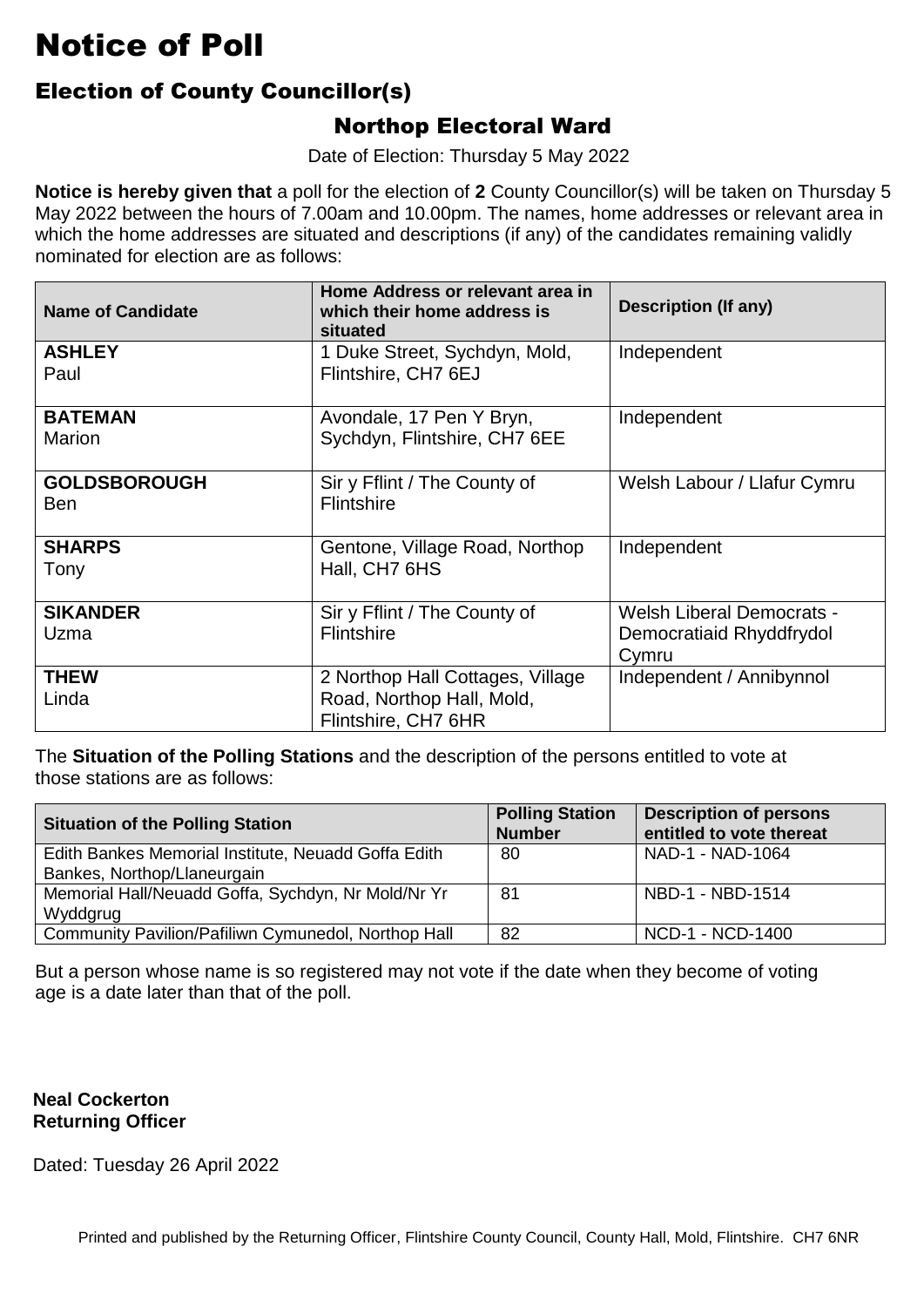# Notice of Poll

## Election of County Councillor(s)

### Northop Electoral Ward

Date of Election: Thursday 5 May 2022

**Notice is hereby given that** a poll for the election of **2** County Councillor(s) will be taken on Thursday 5 May 2022 between the hours of 7.00am and 10.00pm. The names, home addresses or relevant area in which the home addresses are situated and descriptions (if any) of the candidates remaining validly nominated for election are as follows:

| Name of Candidate | Home Address or relevant area in which their home address is situated | Description (If any) |
|---|---|---|
| **ASHLEY** Paul | 1 Duke Street, Sychdyn, Mold, Flintshire, CH7 6EJ | Independent |
| **BATEMAN** Marion | Avondale, 17 Pen Y Bryn, Sychdyn, Flintshire, CH7 6EE | Independent |
| **GOLDSBOROUGH** Ben | Sir y Fflint / The County of Flintshire | Welsh Labour / Llafur Cymru |
| **SHARPS** Tony | Gentone, Village Road, Northop Hall, CH7 6HS | Independent |
| **SIKANDER** Uzma | Sir y Fflint / The County of Flintshire | Welsh Liberal Democrats - Democratiaid Rhyddfrydol Cymru |
| **THEW** Linda | 2 Northop Hall Cottages, Village Road, Northop Hall, Mold, Flintshire, CH7 6HR | Independent / Annibynnol |

The **Situation of the Polling Stations** and the description of the persons entitled to vote at those stations are as follows:

| Situation of the Polling Station | Polling Station Number | Description of persons entitled to vote thereat |
|---|---|---|
| Edith Bankes Memorial Institute, Neuadd Goffa Edith Bankes, Northop/Llaneurgain | 80 | NAD-1 - NAD-1064 |
| Memorial Hall/Neuadd Goffa, Sychdyn, Nr Mold/Nr Yr Wyddgrug | 81 | NBD-1 - NBD-1514 |
| Community Pavilion/Pafiliwn Cymunedol, Northop Hall | 82 | NCD-1 - NCD-1400 |

But a person whose name is so registered may not vote if the date when they become of voting age is a date later than that of the poll.

**Neal Cockerton**
**Returning Officer**

Dated: Tuesday 26 April 2022

Printed and published by the Returning Officer, Flintshire County Council, County Hall, Mold, Flintshire. CH7 6NR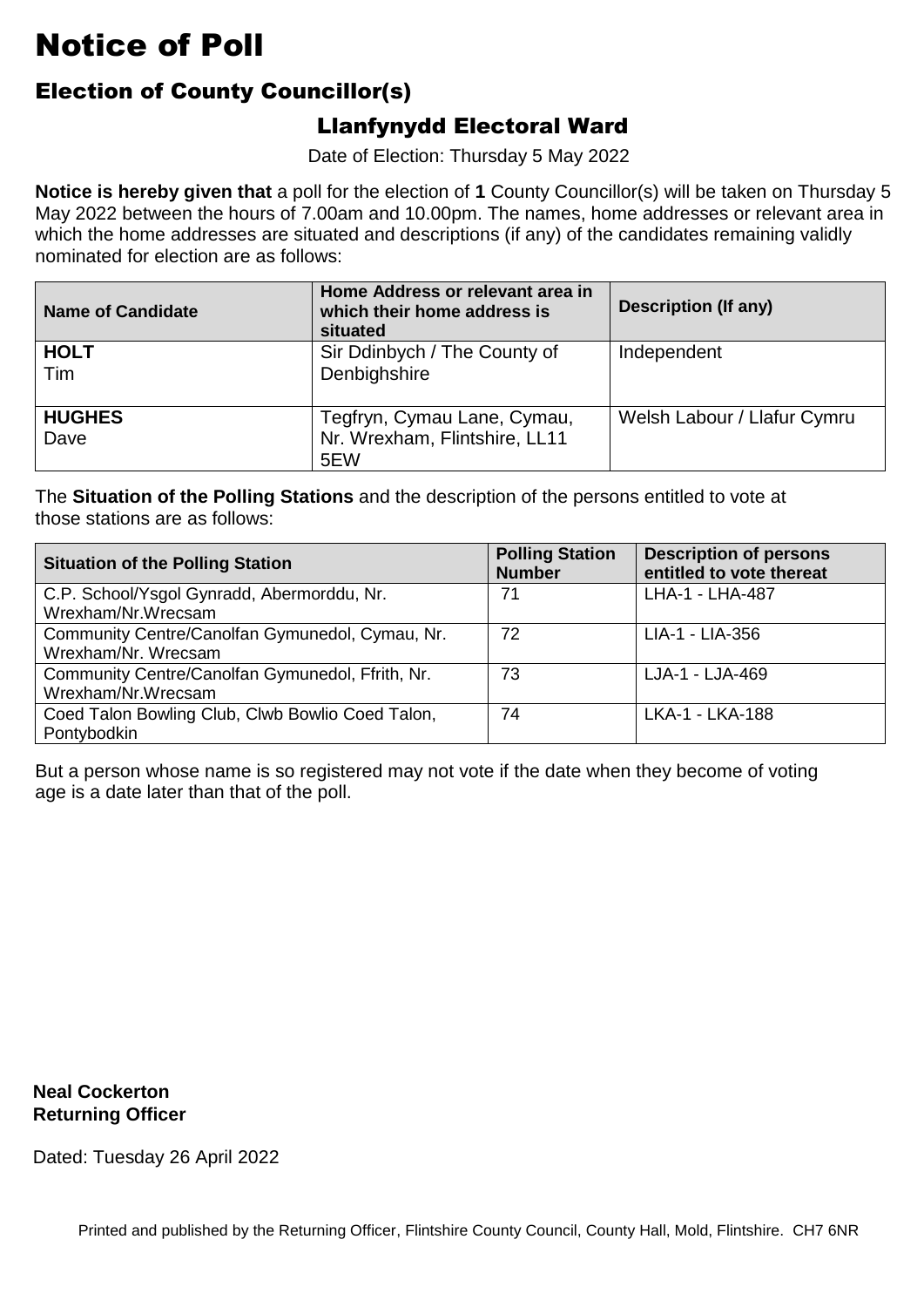# Notice of Poll

## Election of County Councillor(s)

### Llanfynydd Electoral Ward

Date of Election: Thursday 5 May 2022

**Notice is hereby given that** a poll for the election of **1** County Councillor(s) will be taken on Thursday 5 May 2022 between the hours of 7.00am and 10.00pm. The names, home addresses or relevant area in which the home addresses are situated and descriptions (if any) of the candidates remaining validly nominated for election are as follows:

| Name of Candidate | Home Address or relevant area in which their home address is situated | Description (If any) |
| --- | --- | --- |
| **HOLT** Tim | Sir Ddinbych / The County of Denbighshire | Independent |
| **HUGHES** Dave | Tegfryn, Cymau Lane, Cymau, Nr. Wrexham, Flintshire, LL11 5EW | Welsh Labour / Llafur Cymru |

The **Situation of the Polling Stations** and the description of the persons entitled to vote at those stations are as follows:

| Situation of the Polling Station | Polling Station Number | Description of persons entitled to vote thereat |
| --- | --- | --- |
| C.P. School/Ysgol Gynradd, Abermorddu, Nr. Wrexham/Nr.Wrecsam | 71 | LHA-1 - LHA-487 |
| Community Centre/Canolfan Gymunedol, Cymau, Nr. Wrexham/Nr. Wrecsam | 72 | LIA-1 - LIA-356 |
| Community Centre/Canolfan Gymunedol, Ffrith, Nr. Wrexham/Nr.Wrecsam | 73 | LJA-1 - LJA-469 |
| Coed Talon Bowling Club, Clwb Bowlio Coed Talon, Pontybodkin | 74 | LKA-1 - LKA-188 |

But a person whose name is so registered may not vote if the date when they become of voting age is a date later than that of the poll.

**Neal Cockerton**
**Returning Officer**

Dated: Tuesday 26 April 2022

Printed and published by the Returning Officer, Flintshire County Council, County Hall, Mold, Flintshire. CH7 6NR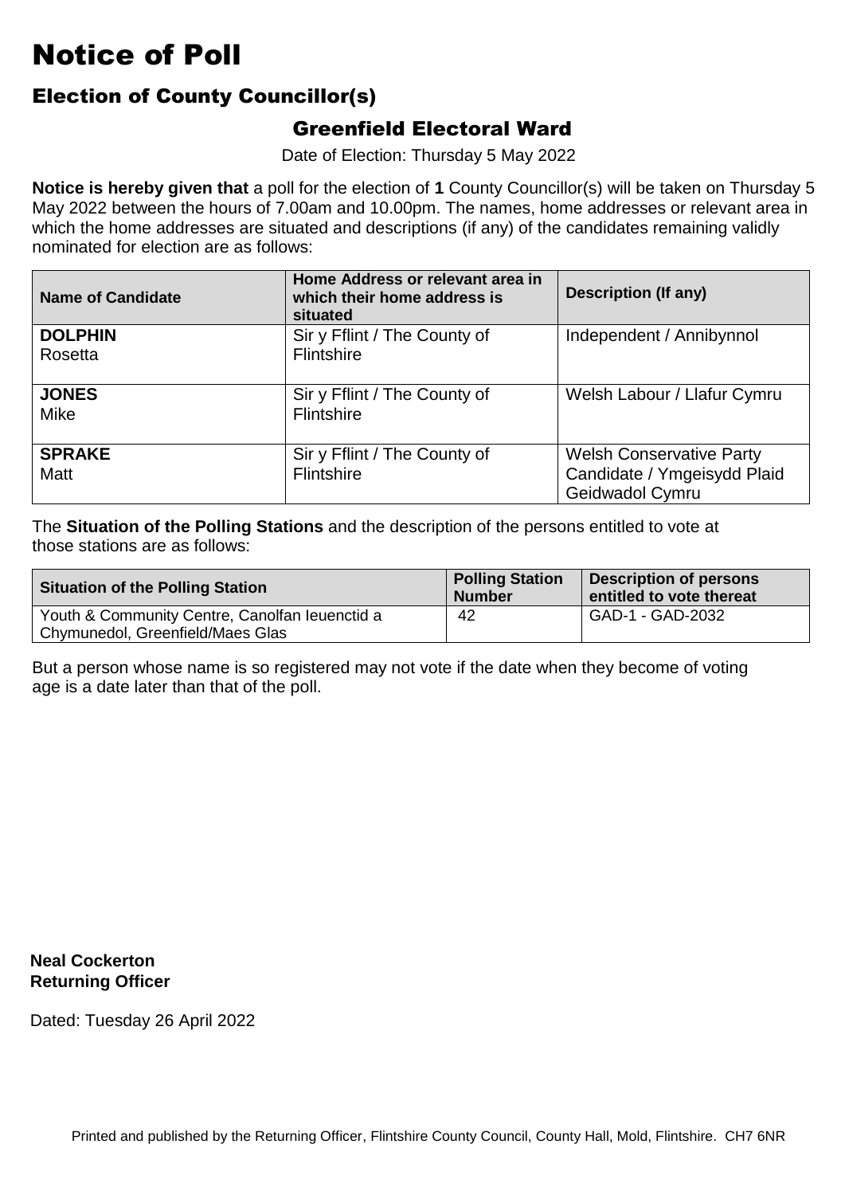# Notice of Poll

## Election of County Councillor(s)

### Greenfield Electoral Ward

Date of Election: Thursday 5 May 2022

**Notice is hereby given that** a poll for the election of **1** County Councillor(s) will be taken on Thursday 5 May 2022 between the hours of 7.00am and 10.00pm. The names, home addresses or relevant area in which the home addresses are situated and descriptions (if any) of the candidates remaining validly nominated for election are as follows:

| Name of Candidate | Home Address or relevant area in which their home address is situated | Description (If any) |
|---|---|---|
| **DOLPHIN** Rosetta | Sir y Fflint / The County of Flintshire | Independent / Annibynnol |
| **JONES** Mike | Sir y Fflint / The County of Flintshire | Welsh Labour / Llafur Cymru |
| **SPRAKE** Matt | Sir y Fflint / The County of Flintshire | Welsh Conservative Party Candidate / Ymgeisydd Plaid Geidwadol Cymru |

The **Situation of the Polling Stations** and the description of the persons entitled to vote at those stations are as follows:

| Situation of the Polling Station | Polling Station Number | Description of persons entitled to vote thereat |
|---|---|---|
| Youth & Community Centre, Canolfan Ieuenctid a Chymunedol, Greenfield/Maes Glas | 42 | GAD-1 - GAD-2032 |

But a person whose name is so registered may not vote if the date when they become of voting age is a date later than that of the poll.

**Neal Cockerton**
**Returning Officer**

Dated: Tuesday 26 April 2022

Printed and published by the Returning Officer, Flintshire County Council, County Hall, Mold, Flintshire. CH7 6NR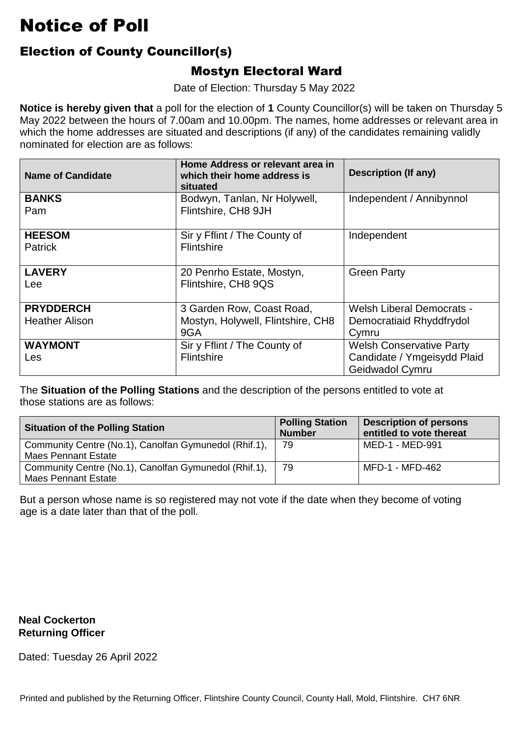# Notice of Poll

## Election of County Councillor(s)

### Mostyn Electoral Ward

Date of Election: Thursday 5 May 2022

**Notice is hereby given that** a poll for the election of **1** County Councillor(s) will be taken on Thursday 5 May 2022 between the hours of 7.00am and 10.00pm. The names, home addresses or relevant area in which the home addresses are situated and descriptions (if any) of the candidates remaining validly nominated for election are as follows:

| Name of Candidate | Home Address or relevant area in which their home address is situated | Description (If any) |
|---|---|---|
| **BANKS** Pam | Bodwyn, Tanlan, Nr Holywell, Flintshire, CH8 9JH | Independent / Annibynnol |
| **HEESOM** Patrick | Sir y Fflint / The County of Flintshire | Independent |
| **LAVERY** Lee | 20 Penrho Estate, Mostyn, Flintshire, CH8 9QS | Green Party |
| **PRYDDERCH** Heather Alison | 3 Garden Row, Coast Road, Mostyn, Holywell, Flintshire, CH8 9GA | Welsh Liberal Democrats - Democratiaid Rhyddfrydol Cymru |
| **WAYMONT** Les | Sir y Fflint / The County of Flintshire | Welsh Conservative Party Candidate / Ymgeisydd Plaid Geidwadol Cymru |

The **Situation of the Polling Stations** and the description of the persons entitled to vote at those stations are as follows:

| Situation of the Polling Station | Polling Station Number | Description of persons entitled to vote thereat |
|---|---|---|
| Community Centre (No.1), Canolfan Gymunedol (Rhif.1), Maes Pennant Estate | 79 | MED-1 - MED-991 |
| Community Centre (No.1), Canolfan Gymunedol (Rhif.1), Maes Pennant Estate | 79 | MFD-1 - MFD-462 |

But a person whose name is so registered may not vote if the date when they become of voting age is a date later than that of the poll.

**Neal Cockerton**
**Returning Officer**

Dated: Tuesday 26 April 2022

Printed and published by the Returning Officer, Flintshire County Council, County Hall, Mold, Flintshire. CH7 6NR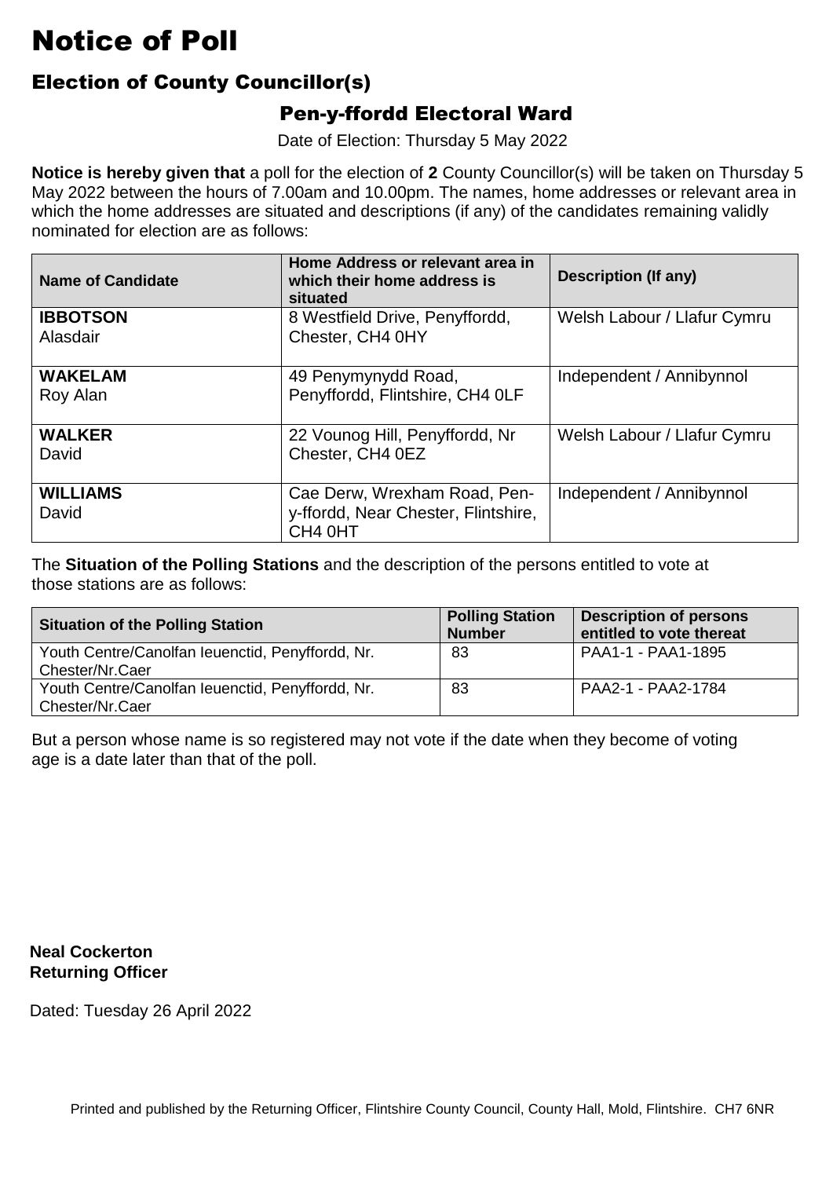# Notice of Poll

## Election of County Councillor(s)

### Pen-y-ffordd Electoral Ward

Date of Election: Thursday 5 May 2022

**Notice is hereby given that** a poll for the election of **2** County Councillor(s) will be taken on Thursday 5 May 2022 between the hours of 7.00am and 10.00pm. The names, home addresses or relevant area in which the home addresses are situated and descriptions (if any) of the candidates remaining validly nominated for election are as follows:

| Name of Candidate | Home Address or relevant area in which their home address is situated | Description (If any) |
|---|---|---|
| **IBBOTSON** Alasdair | 8 Westfield Drive, Penyffordd, Chester, CH4 0HY | Welsh Labour / Llafur Cymru |
| **WAKELAM** Roy Alan | 49 Penymynydd Road, Penyffordd, Flintshire, CH4 0LF | Independent / Annibynnol |
| **WALKER** David | 22 Vounog Hill, Penyffordd, Nr Chester, CH4 0EZ | Welsh Labour / Llafur Cymru |
| **WILLIAMS** David | Cae Derw, Wrexham Road, Pen-y-ffordd, Near Chester, Flintshire, CH4 0HT | Independent / Annibynnol |

The **Situation of the Polling Stations** and the description of the persons entitled to vote at those stations are as follows:

| Situation of the Polling Station | Polling Station Number | Description of persons entitled to vote thereat |
|---|---|---|
| Youth Centre/Canolfan Ieuenctid, Penyffordd, Nr. Chester/Nr.Caer | 83 | PAA1-1 - PAA1-1895 |
| Youth Centre/Canolfan Ieuenctid, Penyffordd, Nr. Chester/Nr.Caer | 83 | PAA2-1 - PAA2-1784 |

But a person whose name is so registered may not vote if the date when they become of voting age is a date later than that of the poll.

**Neal Cockerton**
**Returning Officer**

Dated: Tuesday 26 April 2022

Printed and published by the Returning Officer, Flintshire County Council, County Hall, Mold, Flintshire. CH7 6NR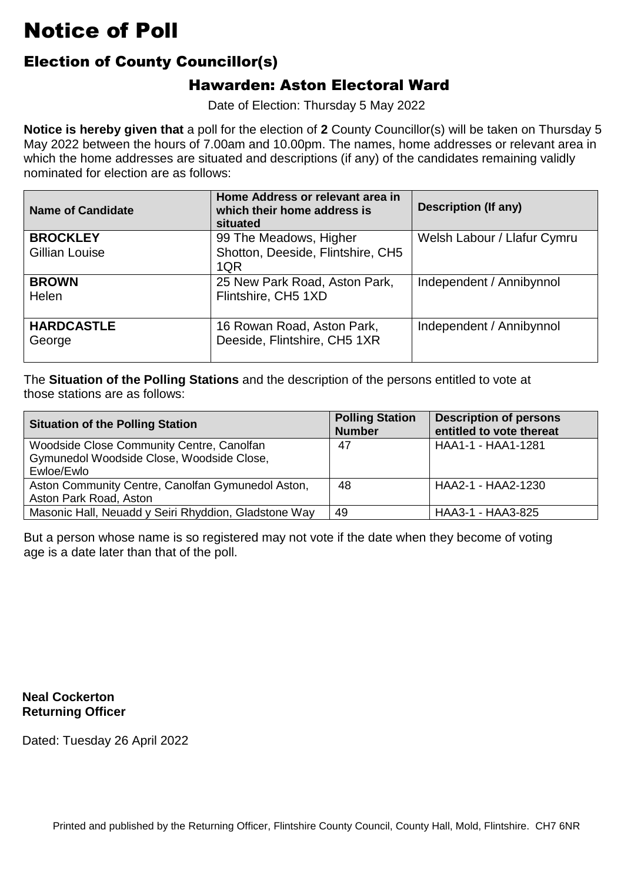# Notice of Poll

## Election of County Councillor(s)

### Hawarden: Aston Electoral Ward

Date of Election: Thursday 5 May 2022

**Notice is hereby given that** a poll for the election of **2** County Councillor(s) will be taken on Thursday 5 May 2022 between the hours of 7.00am and 10.00pm. The names, home addresses or relevant area in which the home addresses are situated and descriptions (if any) of the candidates remaining validly nominated for election are as follows:

| Name of Candidate | Home Address or relevant area in which their home address is situated | Description (If any) |
|---|---|---|
| **BROCKLEY** Gillian Louise | 99 The Meadows, Higher Shotton, Deeside, Flintshire, CH5 1QR | Welsh Labour / Llafur Cymru |
| **BROWN** Helen | 25 New Park Road, Aston Park, Flintshire, CH5 1XD | Independent / Annibynnol |
| **HARDCASTLE** George | 16 Rowan Road, Aston Park, Deeside, Flintshire, CH5 1XR | Independent / Annibynnol |

The **Situation of the Polling Stations** and the description of the persons entitled to vote at those stations are as follows:

| Situation of the Polling Station | Polling Station Number | Description of persons entitled to vote thereat |
|---|---|---|
| Woodside Close Community Centre, Canolfan Gymunedol Woodside Close, Woodside Close, Ewloe/Ewlo | 47 | HAA1-1 - HAA1-1281 |
| Aston Community Centre, Canolfan Gymunedol Aston, Aston Park Road, Aston | 48 | HAA2-1 - HAA2-1230 |
| Masonic Hall, Neuadd y Seiri Rhyddion, Gladstone Way | 49 | HAA3-1 - HAA3-825 |

But a person whose name is so registered may not vote if the date when they become of voting age is a date later than that of the poll.

**Neal Cockerton**
**Returning Officer**

Dated: Tuesday 26 April 2022

Printed and published by the Returning Officer, Flintshire County Council, County Hall, Mold, Flintshire. CH7 6NR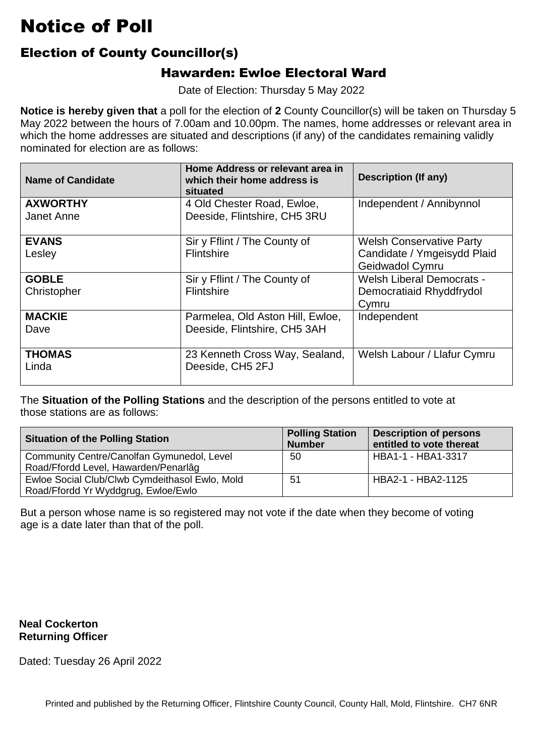# Notice of Poll

## Election of County Councillor(s)

### Hawarden: Ewloe Electoral Ward

Date of Election: Thursday 5 May 2022

**Notice is hereby given that** a poll for the election of **2** County Councillor(s) will be taken on Thursday 5 May 2022 between the hours of 7.00am and 10.00pm. The names, home addresses or relevant area in which the home addresses are situated and descriptions (if any) of the candidates remaining validly nominated for election are as follows:

| Name of Candidate | Home Address or relevant area in which their home address is situated | Description (If any) |
|---|---|---|
| **AXWORTHY** Janet Anne | 4 Old Chester Road, Ewloe, Deeside, Flintshire, CH5 3RU | Independent / Annibynnol |
| **EVANS** Lesley | Sir y Fflint / The County of Flintshire | Welsh Conservative Party Candidate / Ymgeisydd Plaid Geidwadol Cymru |
| **GOBLE** Christopher | Sir y Fflint / The County of Flintshire | Welsh Liberal Democrats - Democratiaid Rhyddfrydol Cymru |
| **MACKIE** Dave | Parmelea, Old Aston Hill, Ewloe, Deeside, Flintshire, CH5 3AH | Independent |
| **THOMAS** Linda | 23 Kenneth Cross Way, Sealand, Deeside, CH5 2FJ | Welsh Labour / Llafur Cymru |

The **Situation of the Polling Stations** and the description of the persons entitled to vote at those stations are as follows:

| Situation of the Polling Station | Polling Station Number | Description of persons entitled to vote thereat |
|---|---|---|
| Community Centre/Canolfan Gymunedol, Level Road/Ffordd Level, Hawarden/Penarlâg | 50 | HBA1-1 - HBA1-3317 |
| Ewloe Social Club/Clwb Cymdeithasol Ewlo, Mold Road/Ffordd Yr Wyddgrug, Ewloe/Ewlo | 51 | HBA2-1 - HBA2-1125 |

But a person whose name is so registered may not vote if the date when they become of voting age is a date later than that of the poll.

**Neal Cockerton**
**Returning Officer**

Dated: Tuesday 26 April 2022

Printed and published by the Returning Officer, Flintshire County Council, County Hall, Mold, Flintshire. CH7 6NR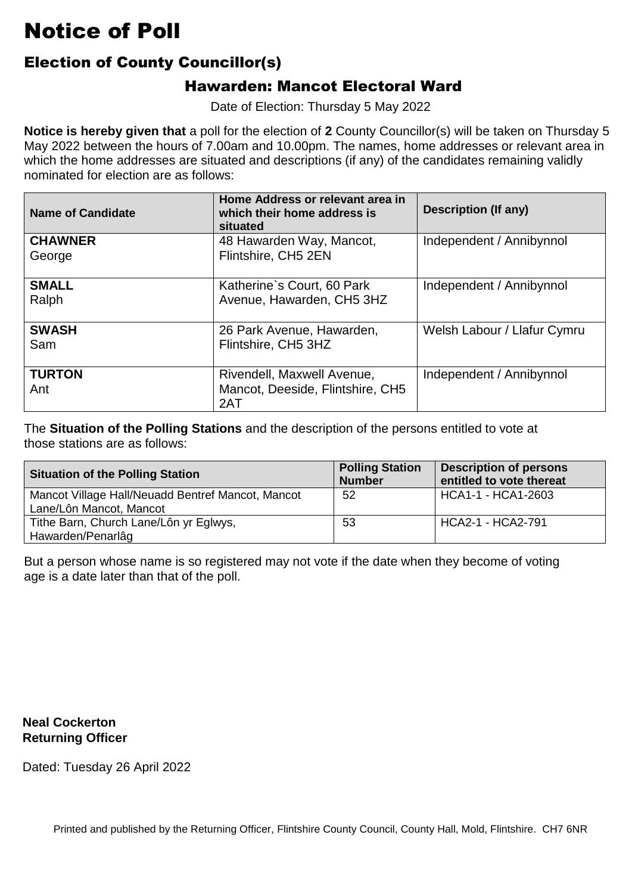# Notice of Poll

## Election of Councillor(s)

### Hawarden: Mancot Electoral Ward

Date of Election: Thursday 5 May 2022

**Notice is hereby given that** a poll for the election of **2** County Councillor(s) will be taken on Thursday 5 May 2022 between the hours of 7.00am and 10.00pm. The names, home addresses or relevant area in which the home addresses are situated and descriptions (if any) of the candidates remaining validly nominated for election are as follows:

| Name of Candidate | Home Address or relevant area in which their home address is situated | Description (If any) |
|---|---|---|
| **CHAWNER** George | 48 Hawarden Way, Mancot, Flintshire, CH5 2EN | Independent / Annibynnol |
| **SMALL** Ralph | Katherine`s Court, 60 Park Avenue, Hawarden, CH5 3HZ | Independent / Annibynnol |
| **SWASH** Sam | 26 Park Avenue, Hawarden, Flintshire, CH5 3HZ | Welsh Labour / Llafur Cymru |
| **TURTON** Ant | Rivendell, Maxwell Avenue, Mancot, Deeside, Flintshire, CH5 2AT | Independent / Annibynnol |

The **Situation of the Polling Stations** and the description of the persons entitled to vote at those stations are as follows:

| Situation of the Polling Station | Polling Station Number | Description of persons entitled to vote thereat |
|---|---|---|
| Mancot Village Hall/Neuadd Bentref Mancot, Mancot Lane/Lôn Mancot, Mancot | 52 | HCA1-1 - HCA1-2603 |
| Tithe Barn, Church Lane/Lôn yr Eglwys, Hawarden/Penarlâg | 53 | HCA2-1 - HCA2-791 |

But a person whose name is so registered may not vote if the date when they become of voting age is a date later than that of the poll.

**Neal Cockerton**
**Returning Officer**

Dated: Tuesday 26 April 2022

Printed and published by the Returning Officer, Flintshire County Council, County Hall, Mold, Flintshire. CH7 6NR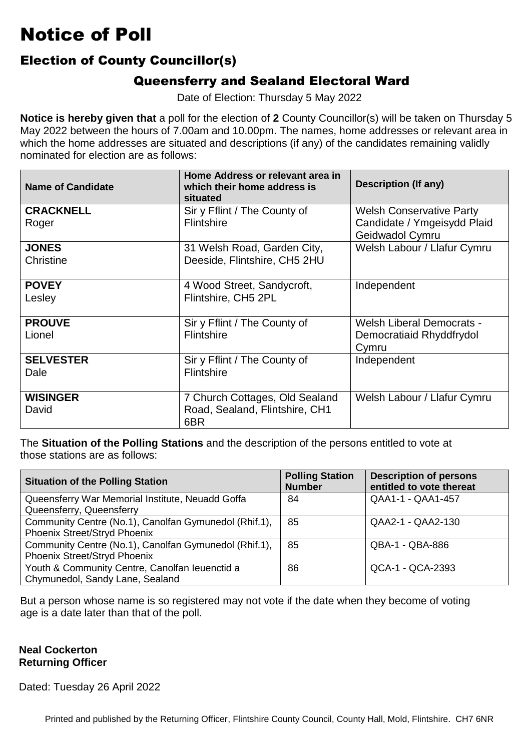# Notice of Poll

## Election of County Councillor(s)

### Queensferry and Sealand Electoral Ward

Date of Election: Thursday 5 May 2022

**Notice is hereby given that** a poll for the election of **2** County Councillor(s) will be taken on Thursday 5 May 2022 between the hours of 7.00am and 10.00pm. The names, home addresses or relevant area in which the home addresses are situated and descriptions (if any) of the candidates remaining validly nominated for election are as follows:

| Name of Candidate | Home Address or relevant area in which their home address is situated | Description (If any) |
|---|---|---|
| **CRACKNELL** Roger | Sir y Fflint / The County of Flintshire | Welsh Conservative Party Candidate / Ymgeisydd Plaid Geidwadol Cymru |
| **JONES** Christine | 31 Welsh Road, Garden City, Deeside, Flintshire, CH5 2HU | Welsh Labour / Llafur Cymru |
| **POVEY** Lesley | 4 Wood Street, Sandycroft, Flintshire, CH5 2PL | Independent |
| **PROUVE** Lionel | Sir y Fflint / The County of Flintshire | Welsh Liberal Democrats - Democratiaid Rhyddfrydol Cymru |
| **SELVESTER** Dale | Sir y Fflint / The County of Flintshire | Independent |
| **WISINGER** David | 7 Church Cottages, Old Sealand Road, Sealand, Flintshire, CH1 6BR | Welsh Labour / Llafur Cymru |

The **Situation of the Polling Stations** and the description of the persons entitled to vote at those stations are as follows:

| Situation of the Polling Station | Polling Station Number | Description of persons entitled to vote thereat |
|---|---|---|
| Queensferry War Memorial Institute, Neuadd Goffa Queensferry, Queensferry | 84 | QAA1-1 - QAA1-457 |
| Community Centre (No.1), Canolfan Gymunedol (Rhif.1), Phoenix Street/Stryd Phoenix | 85 | QAA2-1 - QAA2-130 |
| Community Centre (No.1), Canolfan Gymunedol (Rhif.1), Phoenix Street/Stryd Phoenix | 85 | QBA-1 - QBA-886 |
| Youth & Community Centre, Canolfan Ieuenctid a Chymunedol, Sandy Lane, Sealand | 86 | QCA-1 - QCA-2393 |

But a person whose name is so registered may not vote if the date when they become of voting age is a date later than that of the poll.

**Neal Cockerton**
**Returning Officer**

Dated: Tuesday 26 April 2022

Printed and published by the Returning Officer, Flintshire County Council, County Hall, Mold, Flintshire. CH7 6NR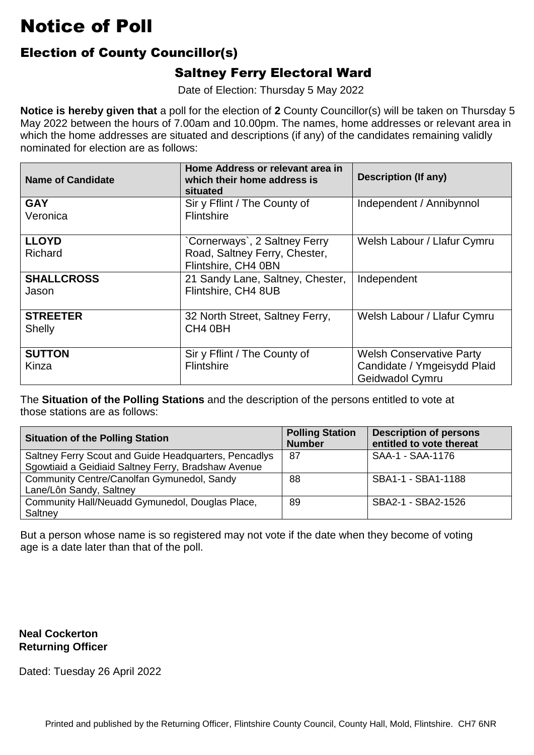# Notice of Poll

## Election of County Councillor(s)

### Saltney Ferry Electoral Ward

Date of Election: Thursday 5 May 2022

**Notice is hereby given that** a poll for the election of **2** County Councillor(s) will be taken on Thursday 5 May 2022 between the hours of 7.00am and 10.00pm. The names, home addresses or relevant area in which the home addresses are situated and descriptions (if any) of the candidates remaining validly nominated for election are as follows:

| Name of Candidate | Home Address or relevant area in which their home address is situated | Description (If any) |
|---|---|---|
| **GAY** Veronica | Sir y Fflint / The County of Flintshire | Independent / Annibynnol |
| **LLOYD** Richard | `Cornerways`, 2 Saltney Ferry Road, Saltney Ferry, Chester, Flintshire, CH4 0BN | Welsh Labour / Llafur Cymru |
| **SHALLCROSS** Jason | 21 Sandy Lane, Saltney, Chester, Flintshire, CH4 8UB | Independent |
| **STREETER** Shelly | 32 North Street, Saltney Ferry, CH4 0BH | Welsh Labour / Llafur Cymru |
| **SUTTON** Kinza | Sir y Fflint / The County of Flintshire | Welsh Conservative Party Candidate / Ymgeisydd Plaid Geidwadol Cymru |

The **Situation of the Polling Stations** and the description of the persons entitled to vote at those stations are as follows:

| Situation of the Polling Station | Polling Station Number | Description of persons entitled to vote thereat |
|---|---|---|
| Saltney Ferry Scout and Guide Headquarters, Pencadlys Sgowtiaid a Geidiaid Saltney Ferry, Bradshaw Avenue | 87 | SAA-1 - SAA-1176 |
| Community Centre/Canolfan Gymunedol, Sandy Lane/Lôn Sandy, Saltney | 88 | SBA1-1 - SBA1-1188 |
| Community Hall/Neuadd Gymunedol, Douglas Place, Saltney | 89 | SBA2-1 - SBA2-1526 |

But a person whose name is so registered may not vote if the date when they become of voting age is a date later than that of the poll.

**Neal Cockerton**
**Returning Officer**

Dated: Tuesday 26 April 2022

Printed and published by the Returning Officer, Flintshire County Council, County Hall, Mold, Flintshire. CH7 6NR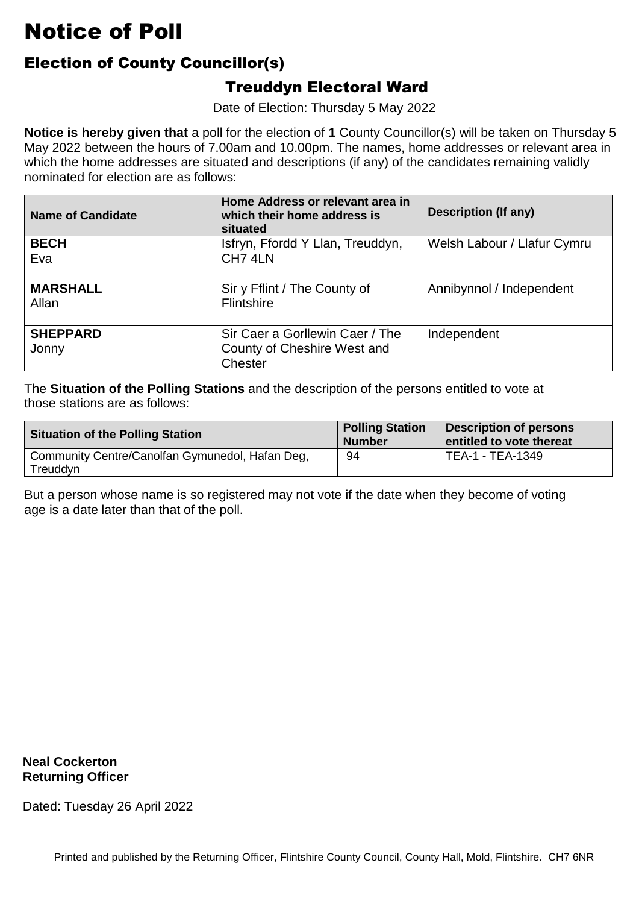# Notice of Poll

## Election of County Councillor(s)

### Treuddyn Electoral Ward

Date of Election: Thursday 5 May 2022

**Notice is hereby given that** a poll for the election of **1** County Councillor(s) will be taken on Thursday 5 May 2022 between the hours of 7.00am and 10.00pm. The names, home addresses or relevant area in which the home addresses are situated and descriptions (if any) of the candidates remaining validly nominated for election are as follows:

| Name of Candidate | Home Address or relevant area in which their home address is situated | Description (If any) |
|---|---|---|
| **BECH** Eva | Isfryn, Ffordd Y Llan, Treuddyn, CH7 4LN | Welsh Labour / Llafur Cymru |
| **MARSHALL** Allan | Sir y Fflint / The County of Flintshire | Annibynnol / Independent |
| **SHEPPARD** Jonny | Sir Caer a Gorllewin Caer / The County of Cheshire West and Chester | Independent |

The **Situation of the Polling Stations** and the description of the persons entitled to vote at those stations are as follows:

| Situation of the Polling Station | Polling Station Number | Description of persons entitled to vote thereat |
|---|---|---|
| Community Centre/Canolfan Gymunedol, Hafan Deg, Treuddyn | 94 | TEA-1 - TEA-1349 |

But a person whose name is so registered may not vote if the date when they become of voting age is a date later than that of the poll.

**Neal Cockerton**
**Returning Officer**

Dated: Tuesday 26 April 2022

Printed and published by the Returning Officer, Flintshire County Council, County Hall, Mold, Flintshire. CH7 6NR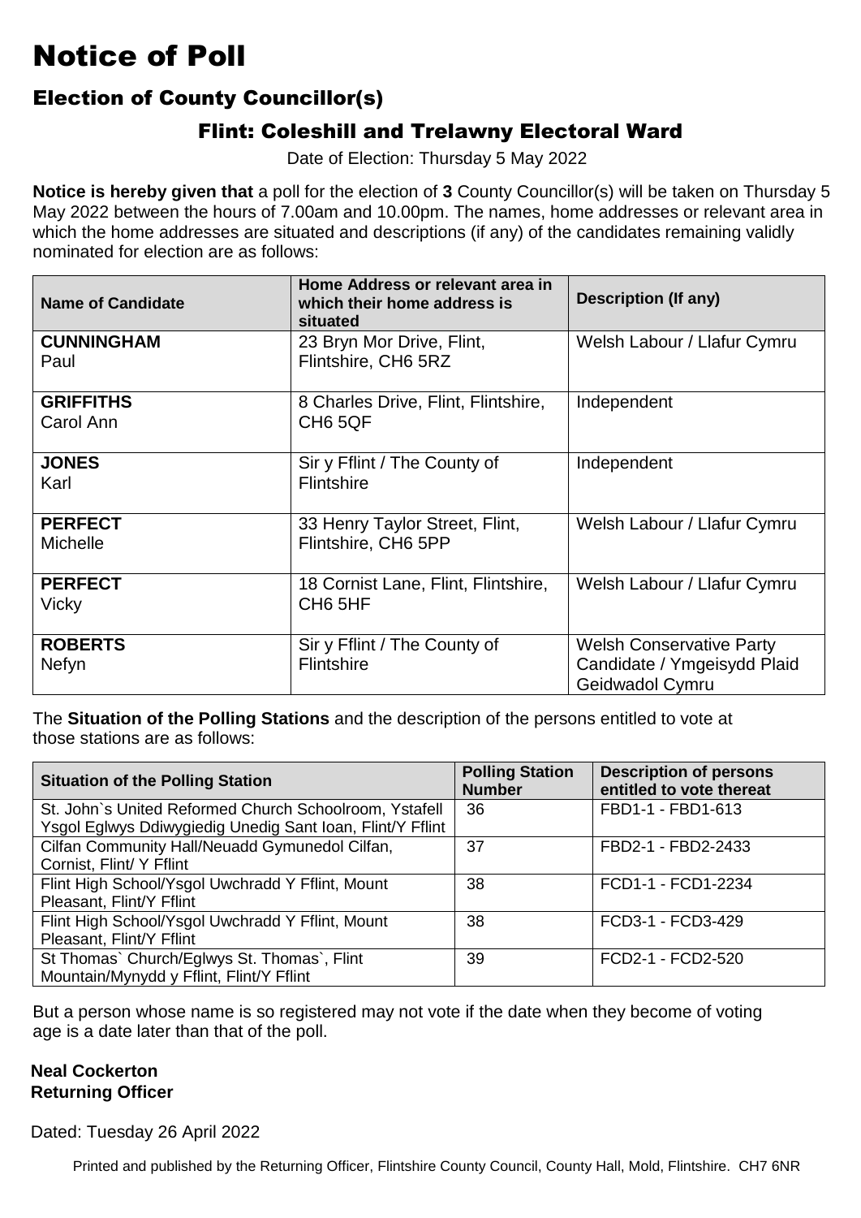# Notice of Poll

## Election of County Councillor(s)

### Flint: Coleshill and Trelawny Electoral Ward

Date of Election: Thursday 5 May 2022

**Notice is hereby given that** a poll for the election of **3** County Councillor(s) will be taken on Thursday 5 May 2022 between the hours of 7.00am and 10.00pm. The names, home addresses or relevant area in which the home addresses are situated and descriptions (if any) of the candidates remaining validly nominated for election are as follows:

| Name of Candidate | Home Address or relevant area in which their home address is situated | Description (If any) |
|---|---|---|
| **CUNNINGHAM** Paul | 23 Bryn Mor Drive, Flint, Flintshire, CH6 5RZ | Welsh Labour / Llafur Cymru |
| **GRIFFITHS** Carol Ann | 8 Charles Drive, Flint, Flintshire, CH6 5QF | Independent |
| **JONES** Karl | Sir y Fflint / The County of Flintshire | Independent |
| **PERFECT** Michelle | 33 Henry Taylor Street, Flint, Flintshire, CH6 5PP | Welsh Labour / Llafur Cymru |
| **PERFECT** Vicky | 18 Cornist Lane, Flint, Flintshire, CH6 5HF | Welsh Labour / Llafur Cymru |
| **ROBERTS** Nefyn | Sir y Fflint / The County of Flintshire | Welsh Conservative Party Candidate / Ymgeisydd Plaid Geidwadol Cymru |

The **Situation of the Polling Stations** and the description of the persons entitled to vote at those stations are as follows:

| Situation of the Polling Station | Polling Station Number | Description of persons entitled to vote thereat |
|---|---|---|
| St. John`s United Reformed Church Schoolroom, Ystafell Ysgol Eglwys Ddiwygiedig Unedig Sant Ioan, Flint/Y Fflint | 36 | FBD1-1 - FBD1-613 |
| Cilfan Community Hall/Neuadd Gymunedol Cilfan, Cornist, Flint/ Y Fflint | 37 | FBD2-1 - FBD2-2433 |
| Flint High School/Ysgol Uwchradd Y Fflint, Mount Pleasant, Flint/Y Fflint | 38 | FCD1-1 - FCD1-2234 |
| Flint High School/Ysgol Uwchradd Y Fflint, Mount Pleasant, Flint/Y Fflint | 38 | FCD3-1 - FCD3-429 |
| St Thomas` Church/Eglwys St. Thomas`, Flint Mountain/Mynydd y Fflint, Flint/Y Fflint | 39 | FCD2-1 - FCD2-520 |

But a person whose name is so registered may not vote if the date when they become of voting age is a date later than that of the poll.

**Neal Cockerton**
**Returning Officer**

Dated: Tuesday 26 April 2022

Printed and published by the Returning Officer, Flintshire County Council, County Hall, Mold, Flintshire. CH7 6NR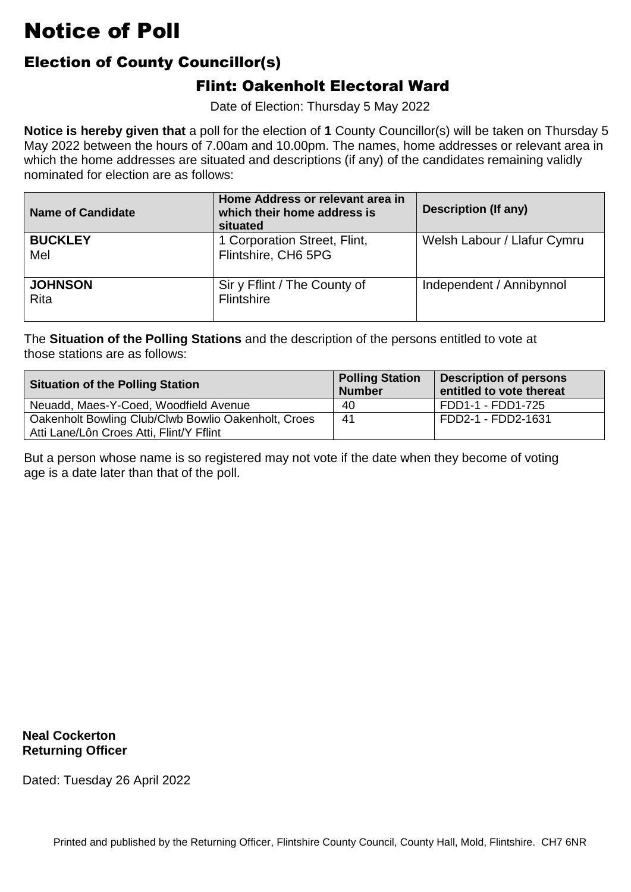# Notice of Poll

## Election of County Councillor(s)

### Flint: Oakenholt Electoral Ward

Date of Election: Thursday 5 May 2022

**Notice is hereby given that** a poll for the election of **1** County Councillor(s) will be taken on Thursday 5 May 2022 between the hours of 7.00am and 10.00pm. The names, home addresses or relevant area in which the home addresses are situated and descriptions (if any) of the candidates remaining validly nominated for election are as follows:

| Name of Candidate | Home Address or relevant area in which their home address is situated | Description (If any) |
|---|---|---|
| **BUCKLEY** Mel | 1 Corporation Street, Flint, Flintshire, CH6 5PG | Welsh Labour / Llafur Cymru |
| **JOHNSON** Rita | Sir y Fflint / The County of Flintshire | Independent / Annibynnol |

The **Situation of the Polling Stations** and the description of the persons entitled to vote at those stations are as follows:

| Situation of the Polling Station | Polling Station Number | Description of persons entitled to vote thereat |
|---|---|---|
| Neuadd, Maes-Y-Coed, Woodfield Avenue | 40 | FDD1-1 - FDD1-725 |
| Oakenholt Bowling Club/Clwb Bowlio Oakenholt, Croes Atti Lane/Lôn Croes Atti, Flint/Y Fflint | 41 | FDD2-1 - FDD2-1631 |

But a person whose name is so registered may not vote if the date when they become of voting age is a date later than that of the poll.

**Neal Cockerton**
**Returning Officer**

Dated: Tuesday 26 April 2022

Printed and published by the Returning Officer, Flintshire County Council, County Hall, Mold, Flintshire. CH7 6NR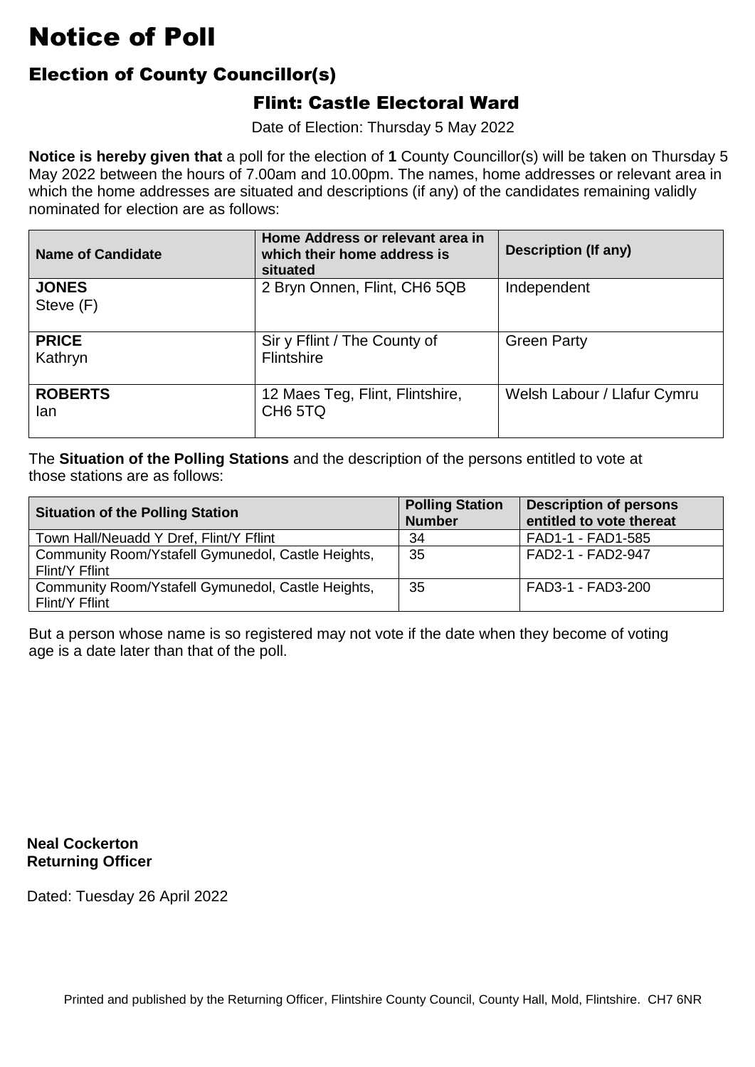# Notice of Poll

## Election of County Councillor(s)

### Flint: Castle Electoral Ward

Date of Election: Thursday 5 May 2022

**Notice is hereby given that** a poll for the election of **1** County Councillor(s) will be taken on Thursday 5 May 2022 between the hours of 7.00am and 10.00pm. The names, home addresses or relevant area in which the home addresses are situated and descriptions (if any) of the candidates remaining validly nominated for election are as follows:

| Name of Candidate | Home Address or relevant area in which their home address is situated | Description (If any) |
|---|---|---|
| **JONES** Steve (F) | 2 Bryn Onnen, Flint, CH6 5QB | Independent |
| **PRICE** Kathryn | Sir y Fflint / The County of Flintshire | Green Party |
| **ROBERTS** Ian | 12 Maes Teg, Flint, Flintshire, CH6 5TQ | Welsh Labour / Llafur Cymru |

The **Situation of the Polling Stations** and the description of the persons entitled to vote at those stations are as follows:

| Situation of the Polling Station | Polling Station Number | Description of persons entitled to vote thereat |
|---|---|---|
| Town Hall/Neuadd Y Dref, Flint/Y Fflint | 34 | FAD1-1 - FAD1-585 |
| Community Room/Ystafell Gymunedol, Castle Heights, Flint/Y Fflint | 35 | FAD2-1 - FAD2-947 |
| Community Room/Ystafell Gymunedol, Castle Heights, Flint/Y Fflint | 35 | FAD3-1 - FAD3-200 |

But a person whose name is so registered may not vote if the date when they become of voting age is a date later than that of the poll.

**Neal Cockerton**
**Returning Officer**

Dated: Tuesday 26 April 2022

Printed and published by the Returning Officer, Flintshire County Council, County Hall, Mold, Flintshire. CH7 6NR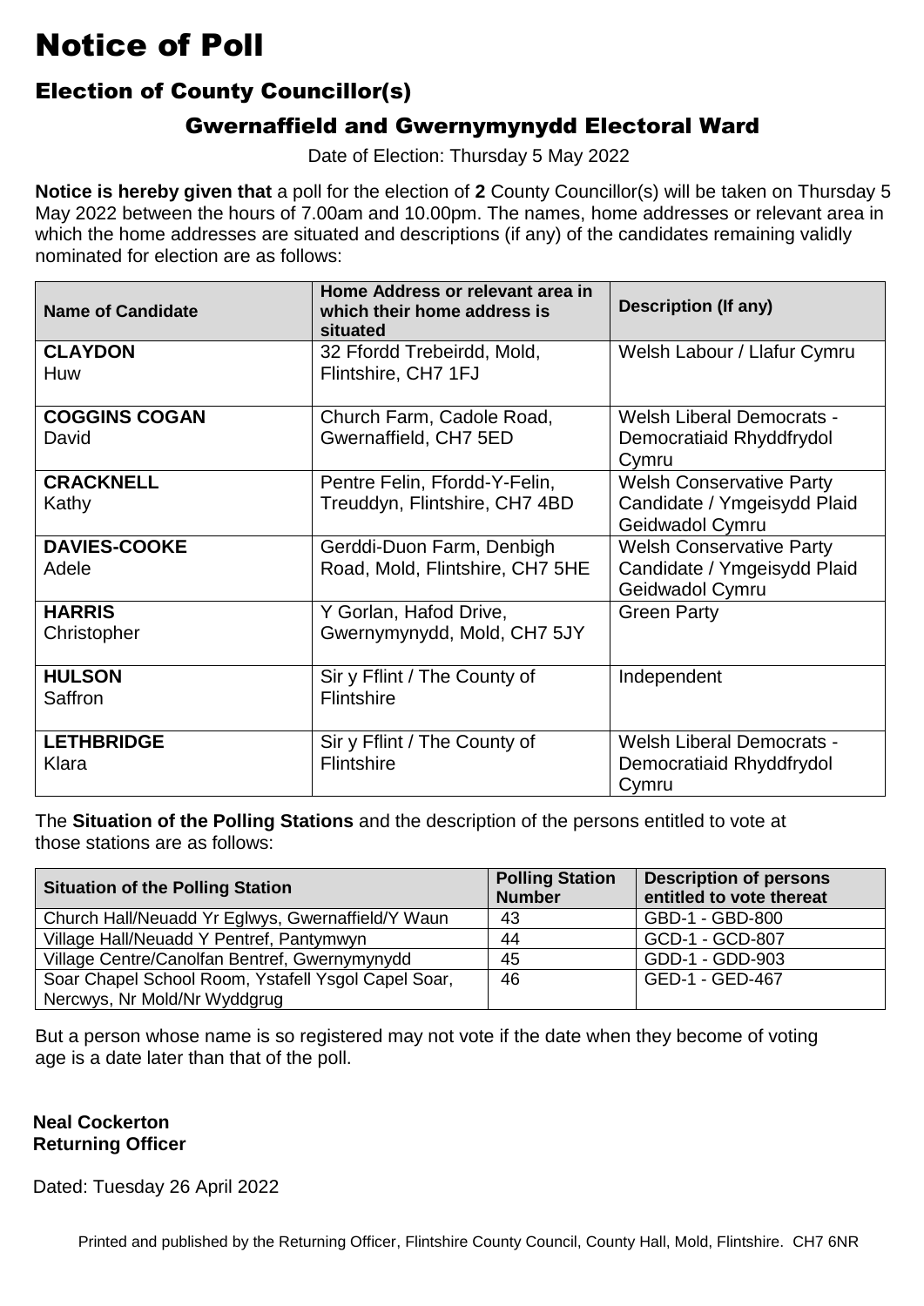# Notice of Poll

## Election of County Councillor(s)

### Gwernaffield and Gwernymynydd Electoral Ward

Date of Election: Thursday 5 May 2022

**Notice is hereby given that** a poll for the election of **2** County Councillor(s) will be taken on Thursday 5 May 2022 between the hours of 7.00am and 10.00pm. The names, home addresses or relevant area in which the home addresses are situated and descriptions (if any) of the candidates remaining validly nominated for election are as follows:

| Name of Candidate | Home Address or relevant area in which their home address is situated | Description (If any) |
|---|---|---|
| **CLAYDON** Huw | 32 Ffordd Trebeirdd, Mold, Flintshire, CH7 1FJ | Welsh Labour / Llafur Cymru |
| **COGGINS COGAN** David | Church Farm, Cadole Road, Gwernaffield, CH7 5ED | Welsh Liberal Democrats - Democratiaid Rhyddfrydol Cymru |
| **CRACKNELL** Kathy | Pentre Felin, Ffordd-Y-Felin, Treuddyn, Flintshire, CH7 4BD | Welsh Conservative Party Candidate / Ymgeisydd Plaid Geidwadol Cymru |
| **DAVIES-COOKE** Adele | Gerddi-Duon Farm, Denbigh Road, Mold, Flintshire, CH7 5HE | Welsh Conservative Party Candidate / Ymgeisydd Plaid Geidwadol Cymru |
| **HARRIS** Christopher | Y Gorlan, Hafod Drive, Gwernymynydd, Mold, CH7 5JY | Green Party |
| **HULSON** Saffron | Sir y Fflint / The County of Flintshire | Independent |
| **LETHBRIDGE** Klara | Sir y Fflint / The County of Flintshire | Welsh Liberal Democrats - Democratiaid Rhyddfrydol Cymru |

The **Situation of the Polling Stations** and the description of the persons entitled to vote at those stations are as follows:

| Situation of the Polling Station | Polling Station Number | Description of persons entitled to vote thereat |
|---|---|---|
| Church Hall/Neuadd Yr Eglwys, Gwernaffield/Y Waun | 43 | GBD-1 - GBD-800 |
| Village Hall/Neuadd Y Pentref, Pantymwyn | 44 | GCD-1 - GCD-807 |
| Village Centre/Canolfan Bentref, Gwernymynydd | 45 | GDD-1 - GDD-903 |
| Soar Chapel School Room, Ystafell Ysgol Capel Soar, Nercwys, Nr Mold/Nr Wyddgrug | 46 | GED-1 - GED-467 |

But a person whose name is so registered may not vote if the date when they become of voting age is a date later than that of the poll.

**Neal Cockerton**
**Returning Officer**

Dated: Tuesday 26 April 2022

Printed and published by the Returning Officer, Flintshire County Council, County Hall, Mold, Flintshire. CH7 6NR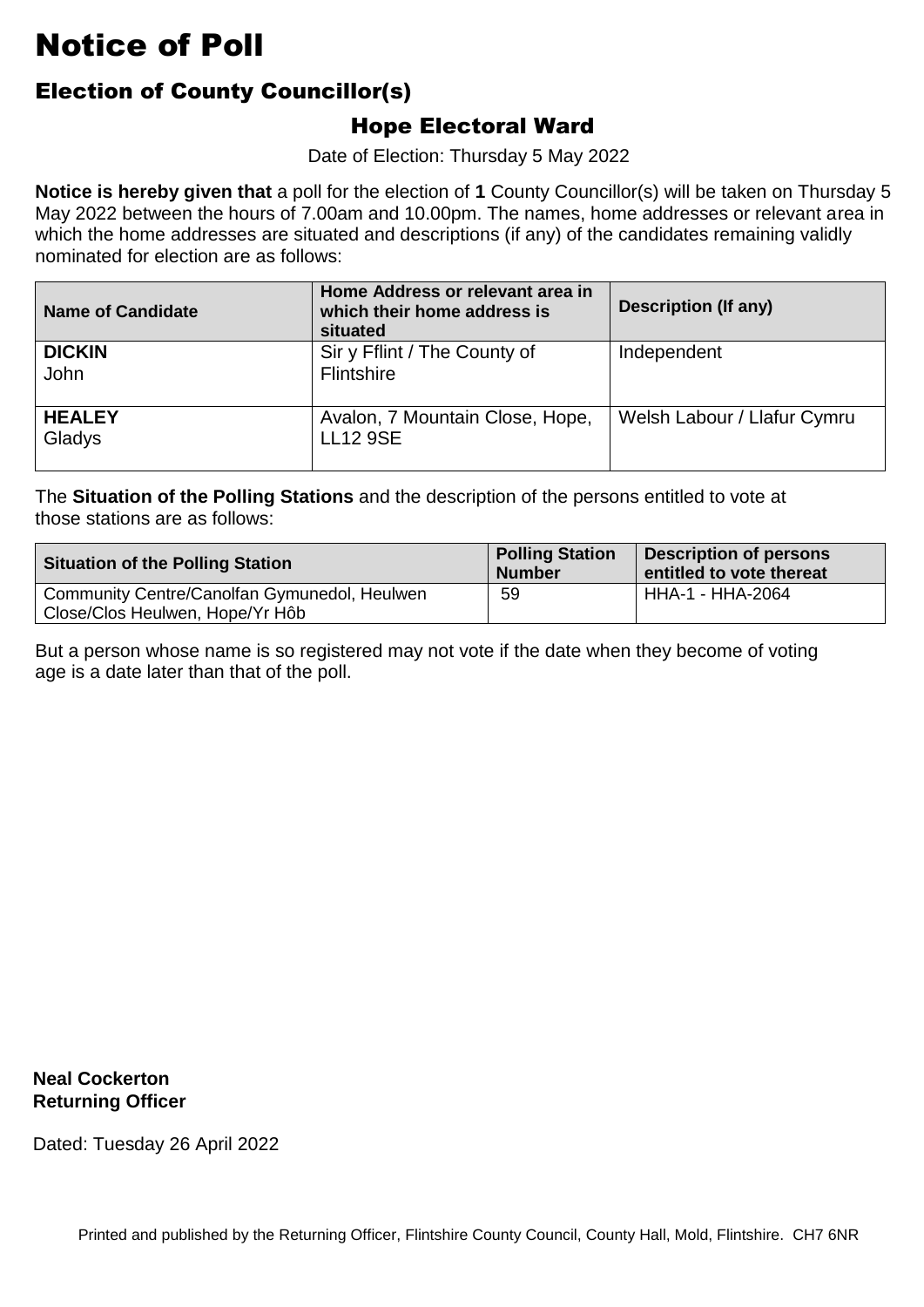# Notice of Poll

## Election of County Councillor(s)

### Hope Electoral Ward

Date of Election: Thursday 5 May 2022

**Notice is hereby given that** a poll for the election of **1** County Councillor(s) will be taken on Thursday 5 May 2022 between the hours of 7.00am and 10.00pm. The names, home addresses or relevant area in which the home addresses are situated and descriptions (if any) of the candidates remaining validly nominated for election are as follows:

| Name of Candidate | Home Address or relevant area in which their home address is situated | Description (If any) |
|---|---|---|
| **DICKIN** John | Sir y Fflint / The County of Flintshire | Independent |
| **HEALEY** Gladys | Avalon, 7 Mountain Close, Hope, LL12 9SE | Welsh Labour / Llafur Cymru |

The **Situation of the Polling Stations** and the description of the persons entitled to vote at those stations are as follows:

| Situation of the Polling Station | Polling Station Number | Description of persons entitled to vote thereat |
|---|---|---|
| Community Centre/Canolfan Gymunedol, Heulwen Close/Clos Heulwen, Hope/Yr Hôb | 59 | HHA-1 - HHA-2064 |

But a person whose name is so registered may not vote if the date when they become of voting age is a date later than that of the poll.

**Neal Cockerton**
**Returning Officer**

Dated: Tuesday 26 April 2022

Printed and published by the Returning Officer, Flintshire County Council, County Hall, Mold, Flintshire. CH7 6NR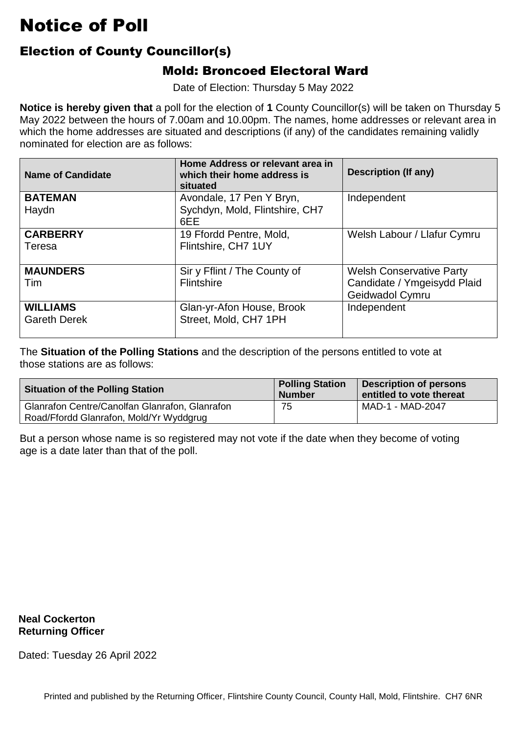# Notice of Poll

## Election of County Councillor(s)

### Mold: Broncoed Electoral Ward

Date of Election: Thursday 5 May 2022

**Notice is hereby given that** a poll for the election of **1** County Councillor(s) will be taken on Thursday 5 May 2022 between the hours of 7.00am and 10.00pm. The names, home addresses or relevant area in which the home addresses are situated and descriptions (if any) of the candidates remaining validly nominated for election are as follows:

| Name of Candidate | Home Address or relevant area in which their home address is situated | Description (If any) |
|---|---|---|
| **BATEMAN** Haydn | Avondale, 17 Pen Y Bryn, Sychdyn, Mold, Flintshire, CH7 6EE | Independent |
| **CARBERRY** Teresa | 19 Ffordd Pentre, Mold, Flintshire, CH7 1UY | Welsh Labour / Llafur Cymru |
| **MAUNDERS** Tim | Sir y Fflint / The County of Flintshire | Welsh Conservative Party Candidate / Ymgeisydd Plaid Geidwadol Cymru |
| **WILLIAMS** Gareth Derek | Glan-yr-Afon House, Brook Street, Mold, CH7 1PH | Independent |

The **Situation of the Polling Stations** and the description of the persons entitled to vote at those stations are as follows:

| Situation of the Polling Station | Polling Station Number | Description of persons entitled to vote thereat |
|---|---|---|
| Glanrafon Centre/Canolfan Glanrafon, Glanrafon Road/Ffordd Glanrafon, Mold/Yr Wyddgrug | 75 | MAD-1 - MAD-2047 |

But a person whose name is so registered may not vote if the date when they become of voting age is a date later than that of the poll.

**Neal Cockerton**
**Returning Officer**

Dated: Tuesday 26 April 2022

Printed and published by the Returning Officer, Flintshire County Council, County Hall, Mold, Flintshire. CH7 6NR